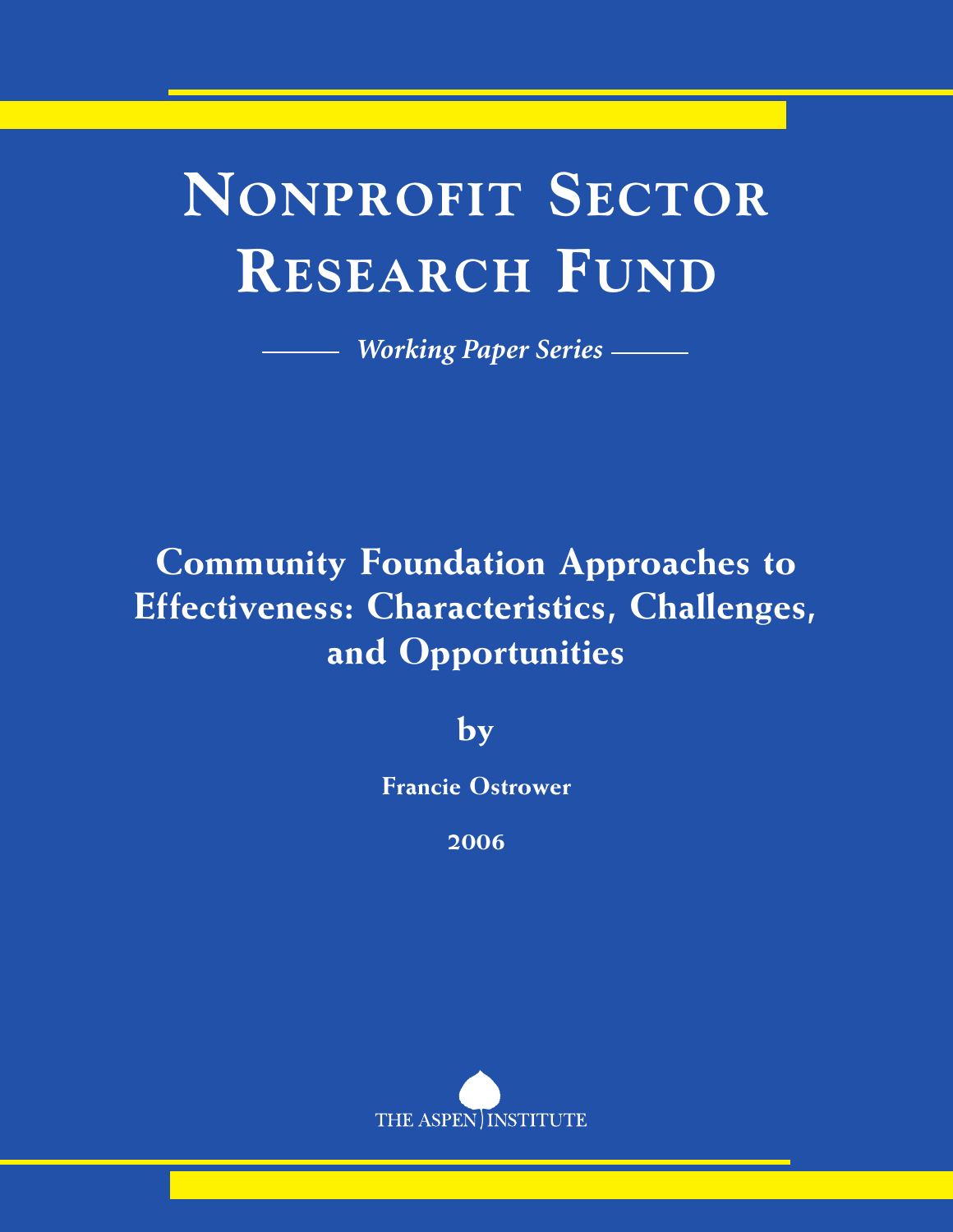# Nonprofit Sector Research Fund

*Working Paper Series*

## Community Foundation Approaches to Effectiveness: Characteristics, Challenges, and Opportunities

**by**

**Francie Ostrower**

**2006**

THE ASPEN INSTITUTE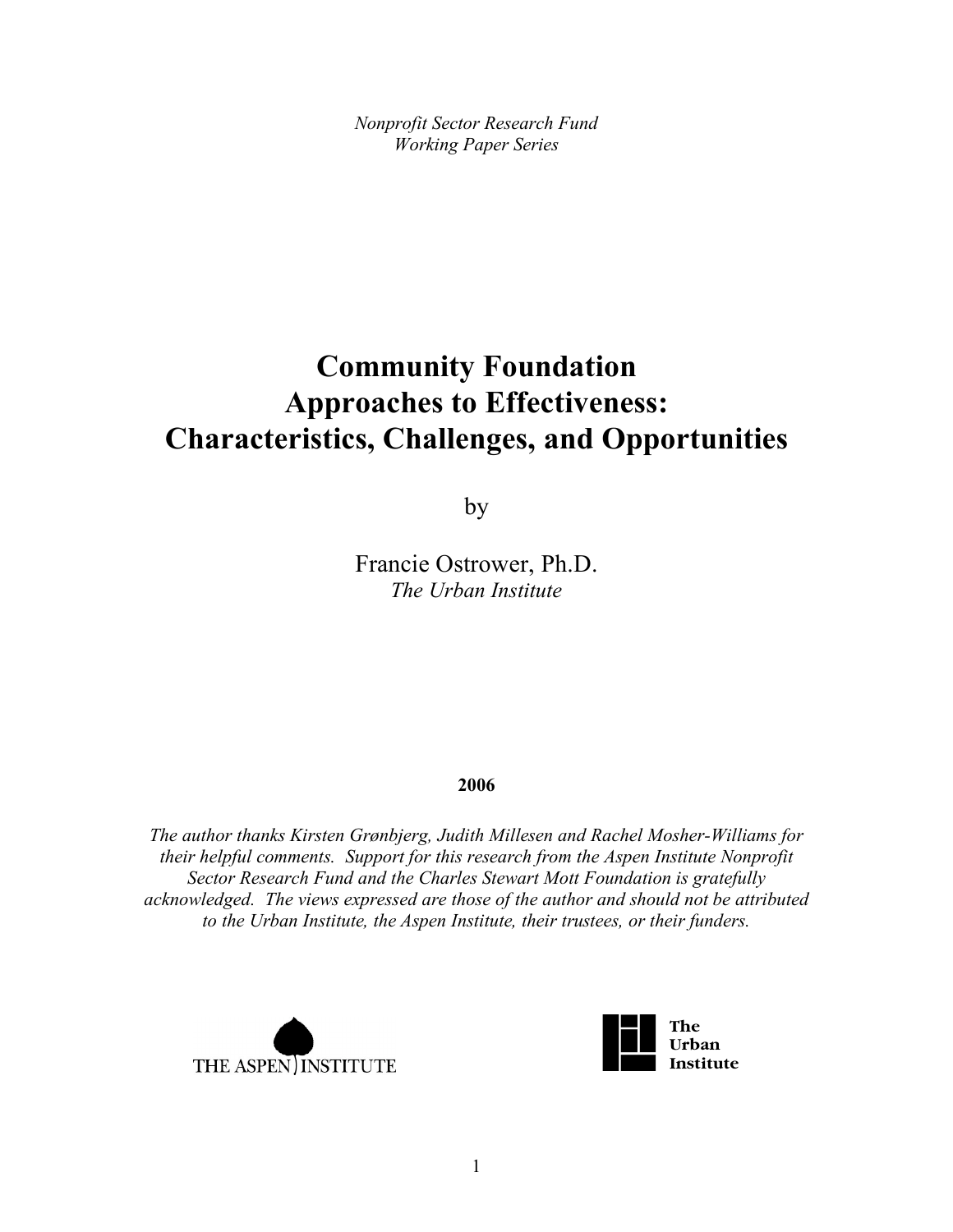*Nonprofit Sector Research Fund*
*Working Paper Series*

# Community Foundation Approaches to Effectiveness: Characteristics, Challenges, and Opportunities

by

Francie Ostrower, Ph.D.
*The Urban Institute*

**2006**

*The author thanks Kirsten Grønbjerg, Judith Millesen and Rachel Mosher-Williams for their helpful comments. Support for this research from the Aspen Institute Nonprofit Sector Research Fund and the Charles Stewart Mott Foundation is gratefully acknowledged. The views expressed are those of the author and should not be attributed to the Urban Institute, the Aspen Institute, their trustees, or their funders.*

THE ASPEN INSTITUTE

The Urban Institute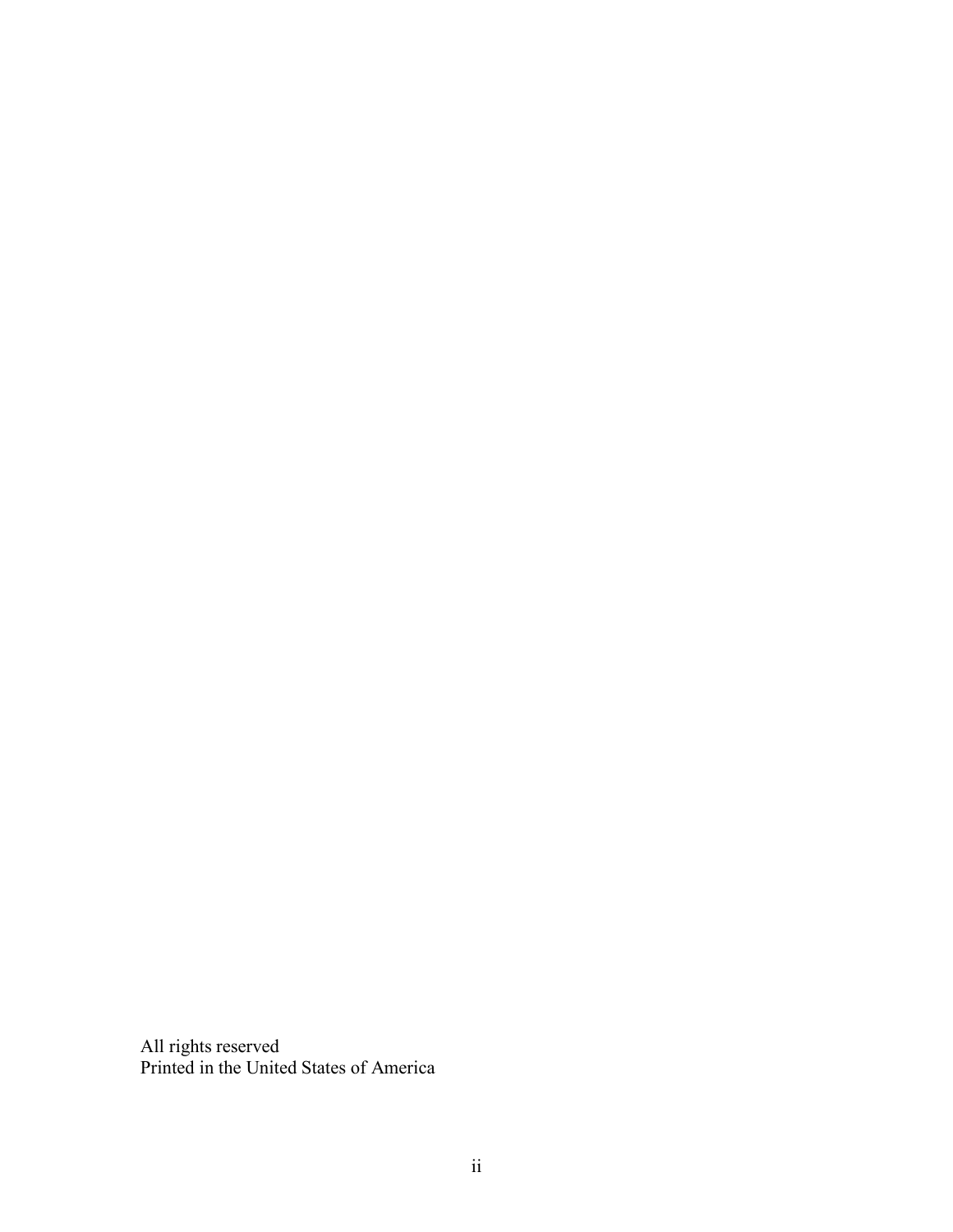All rights reserved
Printed in the United States of America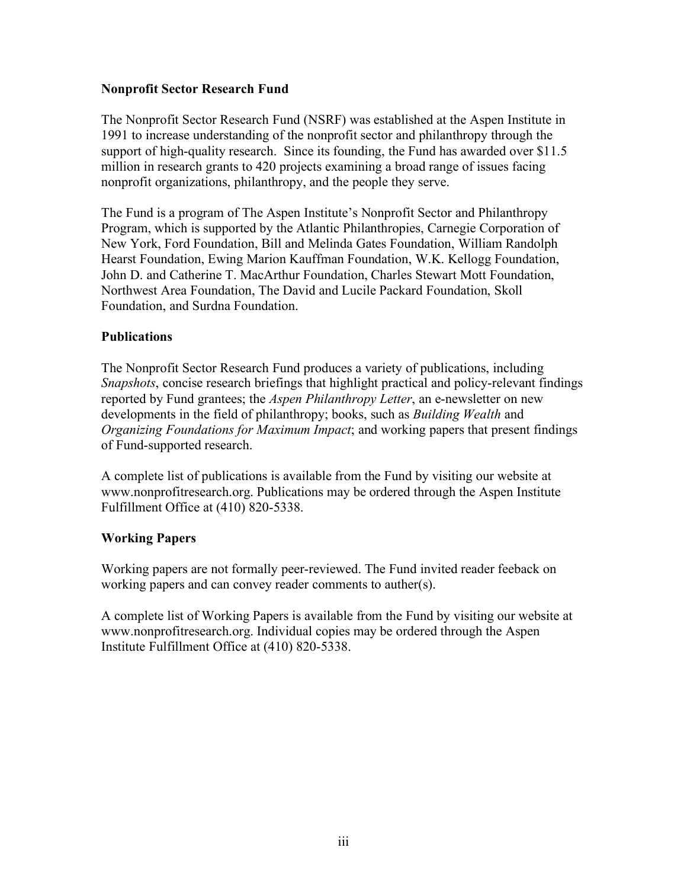## Nonprofit Sector Research Fund

The Nonprofit Sector Research Fund (NSRF) was established at the Aspen Institute in 1991 to increase understanding of the nonprofit sector and philanthropy through the support of high-quality research. Since its founding, the Fund has awarded over $11.5 million in research grants to 420 projects examining a broad range of issues facing nonprofit organizations, philanthropy, and the people they serve.

The Fund is a program of The Aspen Institute's Nonprofit Sector and Philanthropy Program, which is supported by the Atlantic Philanthropies, Carnegie Corporation of New York, Ford Foundation, Bill and Melinda Gates Foundation, William Randolph Hearst Foundation, Ewing Marion Kauffman Foundation, W.K. Kellogg Foundation, John D. and Catherine T. MacArthur Foundation, Charles Stewart Mott Foundation, Northwest Area Foundation, The David and Lucile Packard Foundation, Skoll Foundation, and Surdna Foundation.

## Publications

The Nonprofit Sector Research Fund produces a variety of publications, including *Snapshots*, concise research briefings that highlight practical and policy-relevant findings reported by Fund grantees; the *Aspen Philanthropy Letter*, an e-newsletter on new developments in the field of philanthropy; books, such as *Building Wealth* and *Organizing Foundations for Maximum Impact*; and working papers that present findings of Fund-supported research.

A complete list of publications is available from the Fund by visiting our website at www.nonprofitresearch.org. Publications may be ordered through the Aspen Institute Fulfillment Office at (410) 820-5338.

## Working Papers

Working papers are not formally peer-reviewed. The Fund invited reader feeback on working papers and can convey reader comments to auther(s).

A complete list of Working Papers is available from the Fund by visiting our website at www.nonprofitresearch.org. Individual copies may be ordered through the Aspen Institute Fulfillment Office at (410) 820-5338.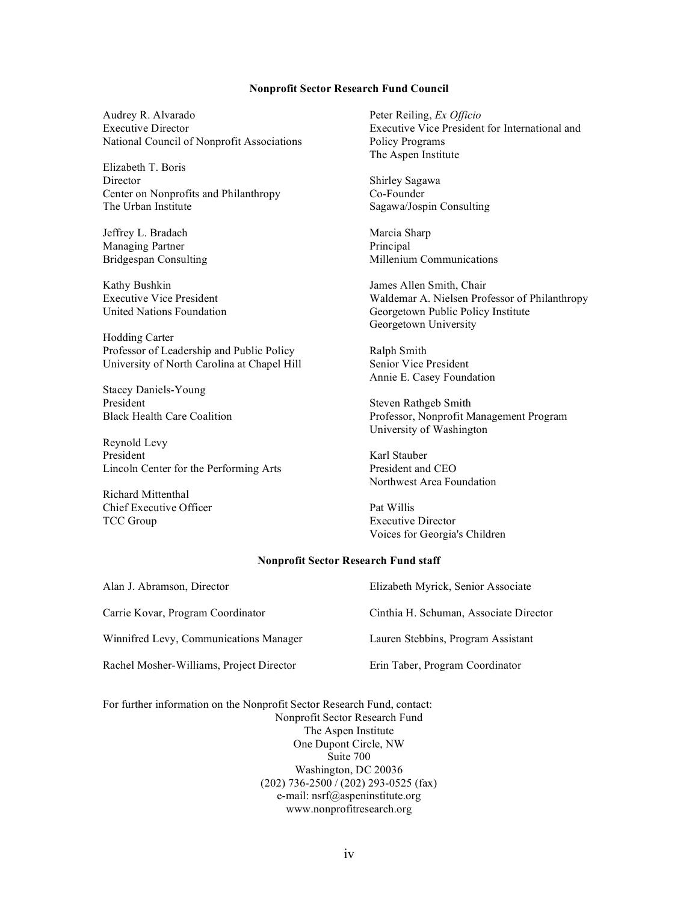### Nonprofit Sector Research Fund Council

Audrey R. Alvarado
Executive Director
National Council of Nonprofit Associations

Elizabeth T. Boris
Director
Center on Nonprofits and Philanthropy
The Urban Institute

Jeffrey L. Bradach
Managing Partner
Bridgespan Consulting

Kathy Bushkin
Executive Vice President
United Nations Foundation

Hodding Carter
Professor of Leadership and Public Policy
University of North Carolina at Chapel Hill

Stacey Daniels-Young
President
Black Health Care Coalition

Reynold Levy
President
Lincoln Center for the Performing Arts

Richard Mittenthal
Chief Executive Officer
TCC Group

Peter Reiling, *Ex Officio*
Executive Vice President for International and Policy Programs
The Aspen Institute

Shirley Sagawa
Co-Founder
Sagawa/Jospin Consulting

Marcia Sharp
Principal
Millenium Communications

James Allen Smith, Chair
Waldemar A. Nielsen Professor of Philanthropy
Georgetown Public Policy Institute
Georgetown University

Ralph Smith
Senior Vice President
Annie E. Casey Foundation

Steven Rathgeb Smith
Professor, Nonprofit Management Program
University of Washington

Karl Stauber
President and CEO
Northwest Area Foundation

Pat Willis
Executive Director
Voices for Georgia's Children

### Nonprofit Sector Research Fund staff

Alan J. Abramson, Director

Carrie Kovar, Program Coordinator

Winnifred Levy, Communications Manager

Rachel Mosher-Williams, Project Director

Elizabeth Myrick, Senior Associate

Cinthia H. Schuman, Associate Director

Lauren Stebbins, Program Assistant

Erin Taber, Program Coordinator

For further information on the Nonprofit Sector Research Fund, contact:

Nonprofit Sector Research Fund
The Aspen Institute
One Dupont Circle, NW
Suite 700
Washington, DC 20036
(202) 736-2500 / (202) 293-0525 (fax)
e-mail: nsrf@aspeninstitute.org
www.nonprofitresearch.org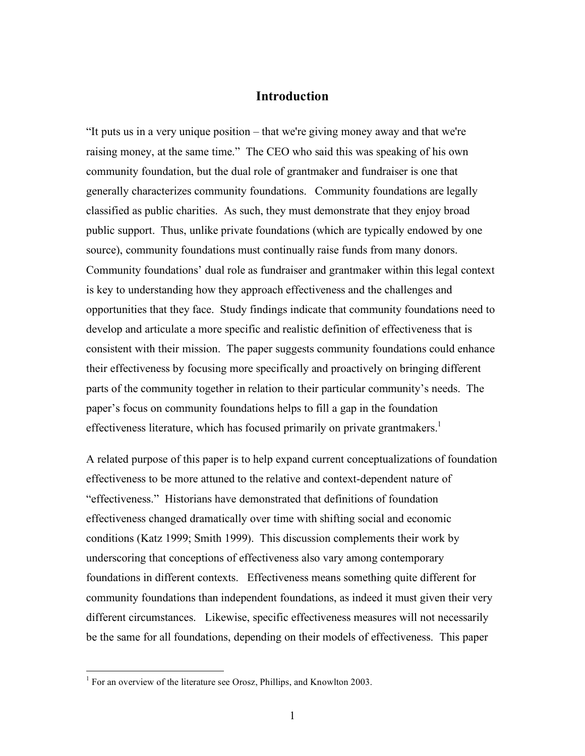## Introduction

"It puts us in a very unique position – that we're giving money away and that we're raising money, at the same time." The CEO who said this was speaking of his own community foundation, but the dual role of grantmaker and fundraiser is one that generally characterizes community foundations. Community foundations are legally classified as public charities. As such, they must demonstrate that they enjoy broad public support. Thus, unlike private foundations (which are typically endowed by one source), community foundations must continually raise funds from many donors. Community foundations' dual role as fundraiser and grantmaker within this legal context is key to understanding how they approach effectiveness and the challenges and opportunities that they face. Study findings indicate that community foundations need to develop and articulate a more specific and realistic definition of effectiveness that is consistent with their mission. The paper suggests community foundations could enhance their effectiveness by focusing more specifically and proactively on bringing different parts of the community together in relation to their particular community's needs. The paper's focus on community foundations helps to fill a gap in the foundation effectiveness literature, which has focused primarily on private grantmakers.[1]

A related purpose of this paper is to help expand current conceptualizations of foundation effectiveness to be more attuned to the relative and context-dependent nature of "effectiveness." Historians have demonstrated that definitions of foundation effectiveness changed dramatically over time with shifting social and economic conditions (Katz 1999; Smith 1999). This discussion complements their work by underscoring that conceptions of effectiveness also vary among contemporary foundations in different contexts. Effectiveness means something quite different for community foundations than independent foundations, as indeed it must given their very different circumstances. Likewise, specific effectiveness measures will not necessarily be the same for all foundations, depending on their models of effectiveness. This paper

[1] For an overview of the literature see Orosz, Phillips, and Knowlton 2003.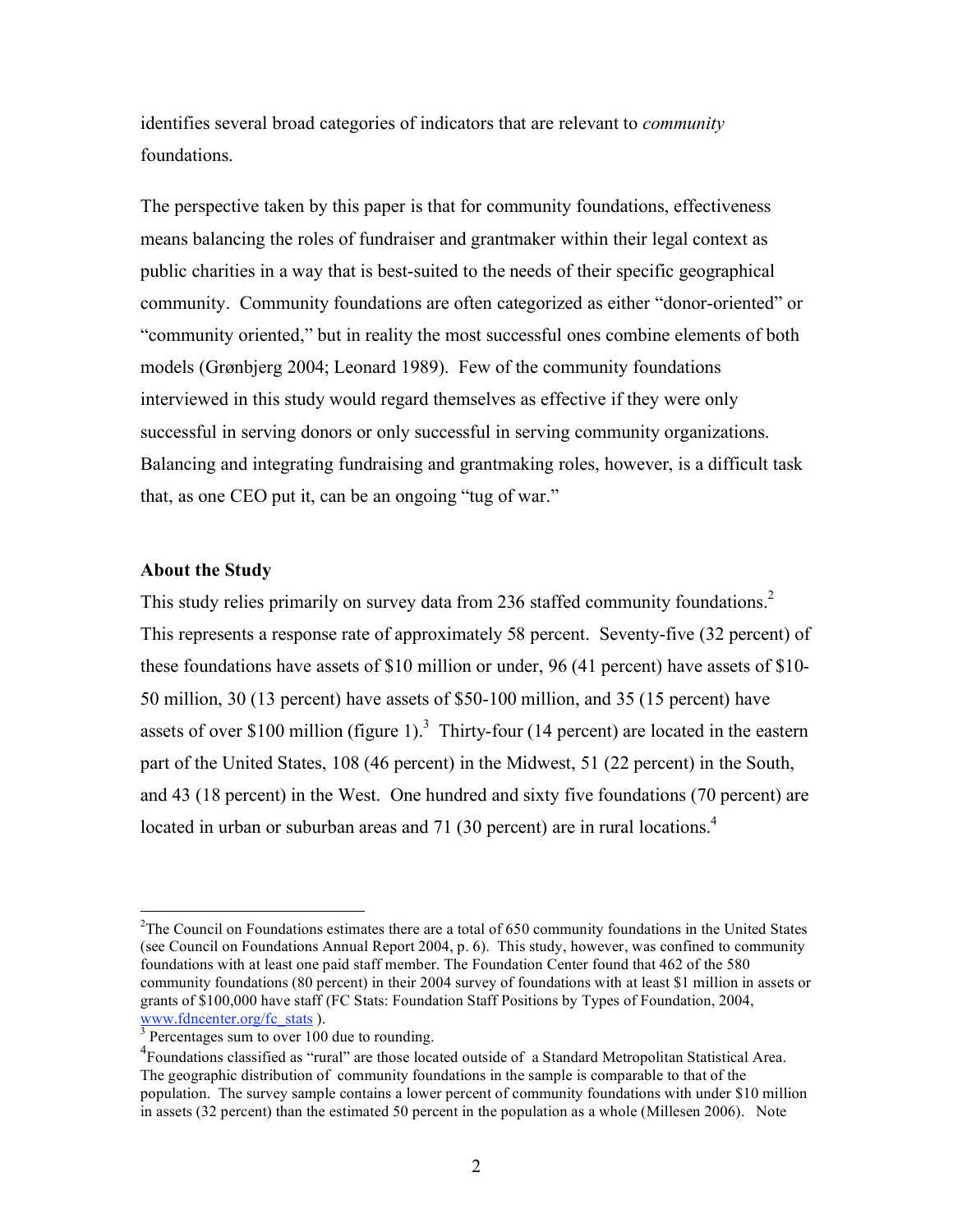identifies several broad categories of indicators that are relevant to *community* foundations.

The perspective taken by this paper is that for community foundations, effectiveness means balancing the roles of fundraiser and grantmaker within their legal context as public charities in a way that is best-suited to the needs of their specific geographical community. Community foundations are often categorized as either "donor-oriented" or "community oriented," but in reality the most successful ones combine elements of both models (Grønbjerg 2004; Leonard 1989). Few of the community foundations interviewed in this study would regard themselves as effective if they were only successful in serving donors or only successful in serving community organizations. Balancing and integrating fundraising and grantmaking roles, however, is a difficult task that, as one CEO put it, can be an ongoing "tug of war."

**About the Study**

This study relies primarily on survey data from 236 staffed community foundations.[2] This represents a response rate of approximately 58 percent. Seventy-five (32 percent) of these foundations have assets of $10 million or under, 96 (41 percent) have assets of $10-50 million, 30 (13 percent) have assets of $50-100 million, and 35 (15 percent) have assets of over $100 million (figure 1).[3] Thirty-four (14 percent) are located in the eastern part of the United States, 108 (46 percent) in the Midwest, 51 (22 percent) in the South, and 43 (18 percent) in the West. One hundred and sixty five foundations (70 percent) are located in urban or suburban areas and 71 (30 percent) are in rural locations.[4]

---

[2] The Council on Foundations estimates there are a total of 650 community foundations in the United States (see Council on Foundations Annual Report 2004, p. 6). This study, however, was confined to community foundations with at least one paid staff member. The Foundation Center found that 462 of the 580 community foundations (80 percent) in their 2004 survey of foundations with at least $1 million in assets or grants of $100,000 have staff (FC Stats: Foundation Staff Positions by Types of Foundation, 2004, www.fdncenter.org/fc_stats ).

[3] Percentages sum to over 100 due to rounding.

[4] Foundations classified as "rural" are those located outside of a Standard Metropolitan Statistical Area. The geographic distribution of community foundations in the sample is comparable to that of the population. The survey sample contains a lower percent of community foundations with under $10 million in assets (32 percent) than the estimated 50 percent in the population as a whole (Millesen 2006). Note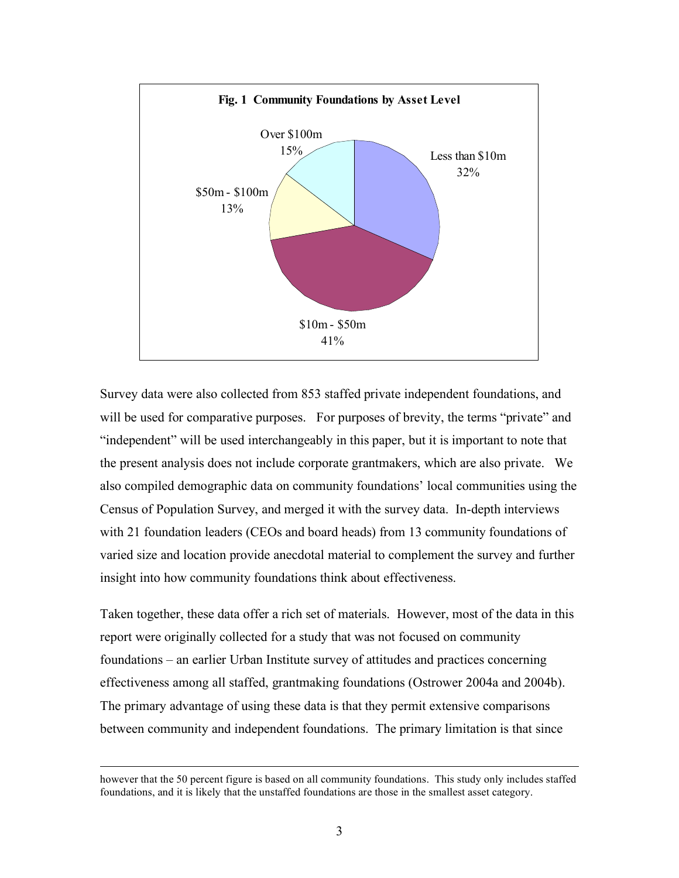**Fig. 1 Community Foundations by Asset Level**

| Asset Level | Percent |
|---|---|
| Less than $10m | 32% |
| $10m - $50m | 41% |
| $50m - $100m | 13% |
| Over $100m | 15% |

Survey data were also collected from 853 staffed private independent foundations, and will be used for comparative purposes. For purposes of brevity, the terms "private" and "independent" will be used interchangeably in this paper, but it is important to note that the present analysis does not include corporate grantmakers, which are also private. We also compiled demographic data on community foundations' local communities using the Census of Population Survey, and merged it with the survey data. In-depth interviews with 21 foundation leaders (CEOs and board heads) from 13 community foundations of varied size and location provide anecdotal material to complement the survey and further insight into how community foundations think about effectiveness.

Taken together, these data offer a rich set of materials. However, most of the data in this report were originally collected for a study that was not focused on community foundations – an earlier Urban Institute survey of attitudes and practices concerning effectiveness among all staffed, grantmaking foundations (Ostrower 2004a and 2004b). The primary advantage of using these data is that they permit extensive comparisons between community and independent foundations. The primary limitation is that since

---

however that the 50 percent figure is based on all community foundations. This study only includes staffed foundations, and it is likely that the unstaffed foundations are those in the smallest asset category.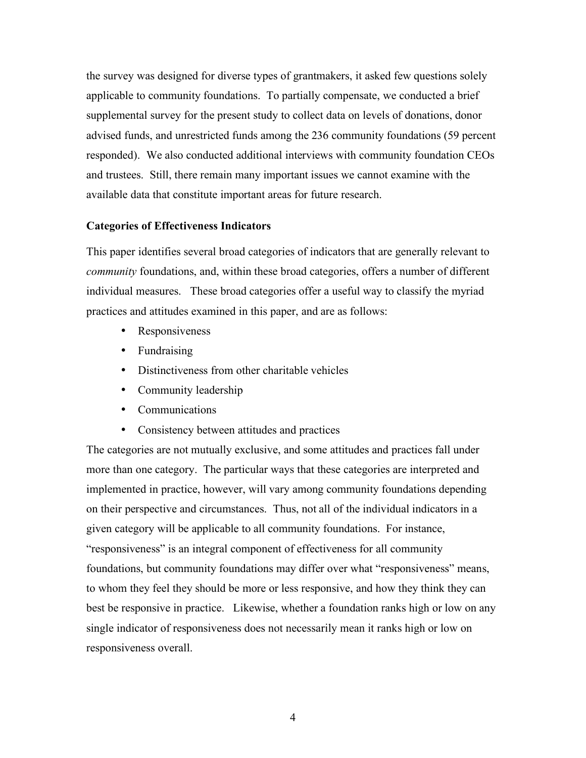the survey was designed for diverse types of grantmakers, it asked few questions solely applicable to community foundations. To partially compensate, we conducted a brief supplemental survey for the present study to collect data on levels of donations, donor advised funds, and unrestricted funds among the 236 community foundations (59 percent responded). We also conducted additional interviews with community foundation CEOs and trustees. Still, there remain many important issues we cannot examine with the available data that constitute important areas for future research.

**Categories of Effectiveness Indicators**

This paper identifies several broad categories of indicators that are generally relevant to *community* foundations, and, within these broad categories, offers a number of different individual measures. These broad categories offer a useful way to classify the myriad practices and attitudes examined in this paper, and are as follows:

- Responsiveness
- Fundraising
- Distinctiveness from other charitable vehicles
- Community leadership
- Communications
- Consistency between attitudes and practices

The categories are not mutually exclusive, and some attitudes and practices fall under more than one category. The particular ways that these categories are interpreted and implemented in practice, however, will vary among community foundations depending on their perspective and circumstances. Thus, not all of the individual indicators in a given category will be applicable to all community foundations. For instance, "responsiveness" is an integral component of effectiveness for all community foundations, but community foundations may differ over what "responsiveness" means, to whom they feel they should be more or less responsive, and how they think they can best be responsive in practice. Likewise, whether a foundation ranks high or low on any single indicator of responsiveness does not necessarily mean it ranks high or low on responsiveness overall.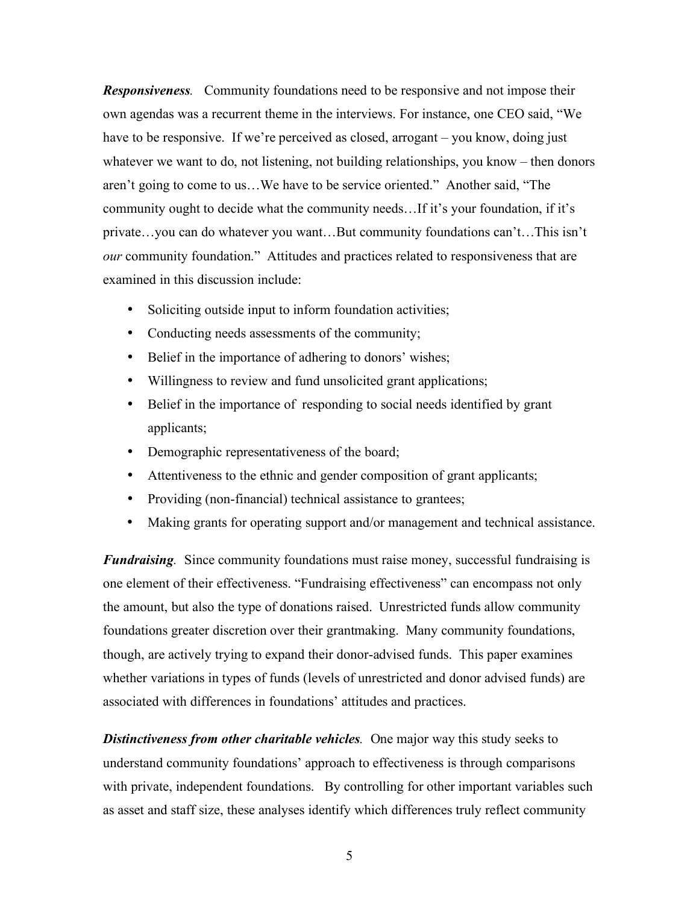***Responsiveness**.* Community foundations need to be responsive and not impose their own agendas was a recurrent theme in the interviews. For instance, one CEO said, "We have to be responsive. If we're perceived as closed, arrogant – you know, doing just whatever we want to do, not listening, not building relationships, you know – then donors aren't going to come to us…We have to be service oriented." Another said, "The community ought to decide what the community needs…If it's your foundation, if it's private…you can do whatever you want…But community foundations can't…This isn't *our* community foundation." Attitudes and practices related to responsiveness that are examined in this discussion include:

- Soliciting outside input to inform foundation activities;
- Conducting needs assessments of the community;
- Belief in the importance of adhering to donors' wishes;
- Willingness to review and fund unsolicited grant applications;
- Belief in the importance of responding to social needs identified by grant applicants;
- Demographic representativeness of the board;
- Attentiveness to the ethnic and gender composition of grant applicants;
- Providing (non-financial) technical assistance to grantees;
- Making grants for operating support and/or management and technical assistance.

***Fundraising**.* Since community foundations must raise money, successful fundraising is one element of their effectiveness. "Fundraising effectiveness" can encompass not only the amount, but also the type of donations raised. Unrestricted funds allow community foundations greater discretion over their grantmaking. Many community foundations, though, are actively trying to expand their donor-advised funds. This paper examines whether variations in types of funds (levels of unrestricted and donor advised funds) are associated with differences in foundations' attitudes and practices.

***Distinctiveness from other charitable vehicles**.* One major way this study seeks to understand community foundations' approach to effectiveness is through comparisons with private, independent foundations. By controlling for other important variables such as asset and staff size, these analyses identify which differences truly reflect community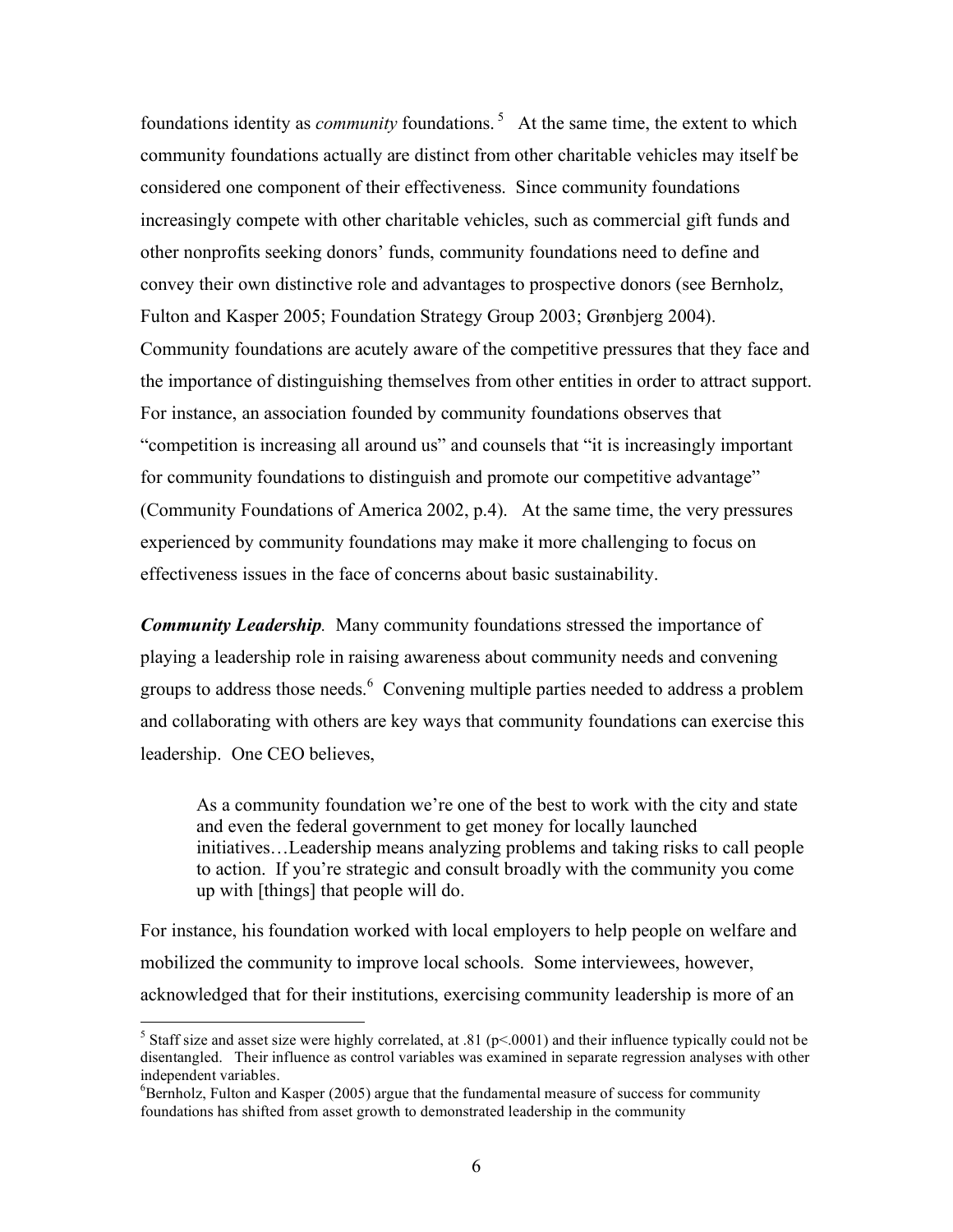foundations identity as *community* foundations.[5] At the same time, the extent to which community foundations actually are distinct from other charitable vehicles may itself be considered one component of their effectiveness. Since community foundations increasingly compete with other charitable vehicles, such as commercial gift funds and other nonprofits seeking donors' funds, community foundations need to define and convey their own distinctive role and advantages to prospective donors (see Bernholz, Fulton and Kasper 2005; Foundation Strategy Group 2003; Grønbjerg 2004). Community foundations are acutely aware of the competitive pressures that they face and the importance of distinguishing themselves from other entities in order to attract support. For instance, an association founded by community foundations observes that "competition is increasing all around us" and counsels that "it is increasingly important for community foundations to distinguish and promote our competitive advantage" (Community Foundations of America 2002, p.4). At the same time, the very pressures experienced by community foundations may make it more challenging to focus on effectiveness issues in the face of concerns about basic sustainability.

***Community Leadership**.* Many community foundations stressed the importance of playing a leadership role in raising awareness about community needs and convening groups to address those needs.[6] Convening multiple parties needed to address a problem and collaborating with others are key ways that community foundations can exercise this leadership. One CEO believes,

> As a community foundation we're one of the best to work with the city and state and even the federal government to get money for locally launched initiatives…Leadership means analyzing problems and taking risks to call people to action. If you're strategic and consult broadly with the community you come up with [things] that people will do.

For instance, his foundation worked with local employers to help people on welfare and mobilized the community to improve local schools. Some interviewees, however, acknowledged that for their institutions, exercising community leadership is more of an

---

[5] Staff size and asset size were highly correlated, at .81 ($p<.0001$) and their influence typically could not be disentangled. Their influence as control variables was examined in separate regression analyses with other independent variables.

[6] Bernholz, Fulton and Kasper (2005) argue that the fundamental measure of success for community foundations has shifted from asset growth to demonstrated leadership in the community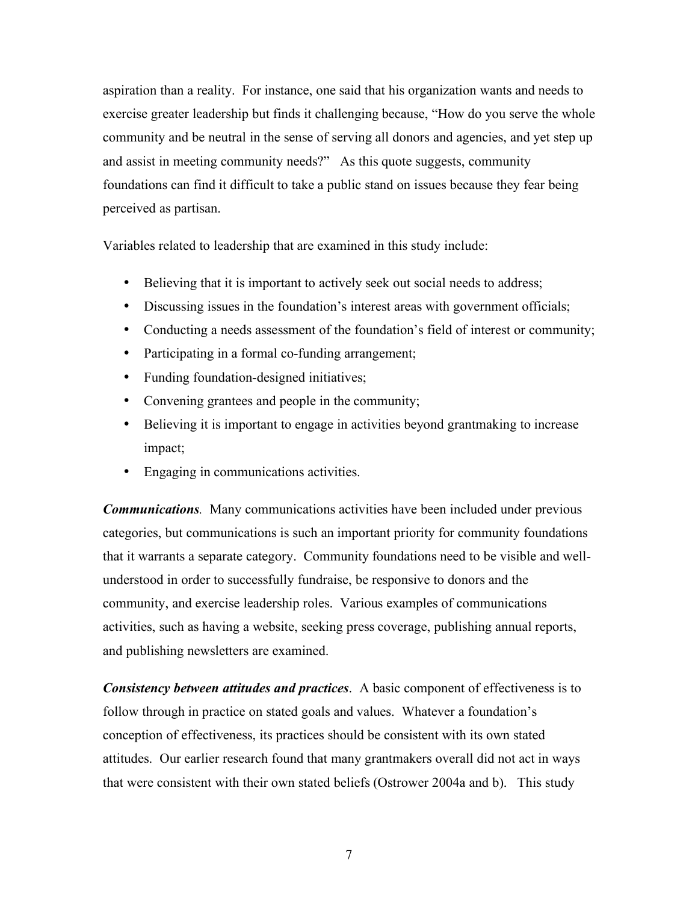aspiration than a reality. For instance, one said that his organization wants and needs to exercise greater leadership but finds it challenging because, "How do you serve the whole community and be neutral in the sense of serving all donors and agencies, and yet step up and assist in meeting community needs?" As this quote suggests, community foundations can find it difficult to take a public stand on issues because they fear being perceived as partisan.

Variables related to leadership that are examined in this study include:

- Believing that it is important to actively seek out social needs to address;
- Discussing issues in the foundation's interest areas with government officials;
- Conducting a needs assessment of the foundation's field of interest or community;
- Participating in a formal co-funding arrangement;
- Funding foundation-designed initiatives;
- Convening grantees and people in the community;
- Believing it is important to engage in activities beyond grantmaking to increase impact;
- Engaging in communications activities.

***Communications***. Many communications activities have been included under previous categories, but communications is such an important priority for community foundations that it warrants a separate category. Community foundations need to be visible and well-understood in order to successfully fundraise, be responsive to donors and the community, and exercise leadership roles. Various examples of communications activities, such as having a website, seeking press coverage, publishing annual reports, and publishing newsletters are examined.

***Consistency between attitudes and practices***. A basic component of effectiveness is to follow through in practice on stated goals and values. Whatever a foundation's conception of effectiveness, its practices should be consistent with its own stated attitudes. Our earlier research found that many grantmakers overall did not act in ways that were consistent with their own stated beliefs (Ostrower 2004a and b). This study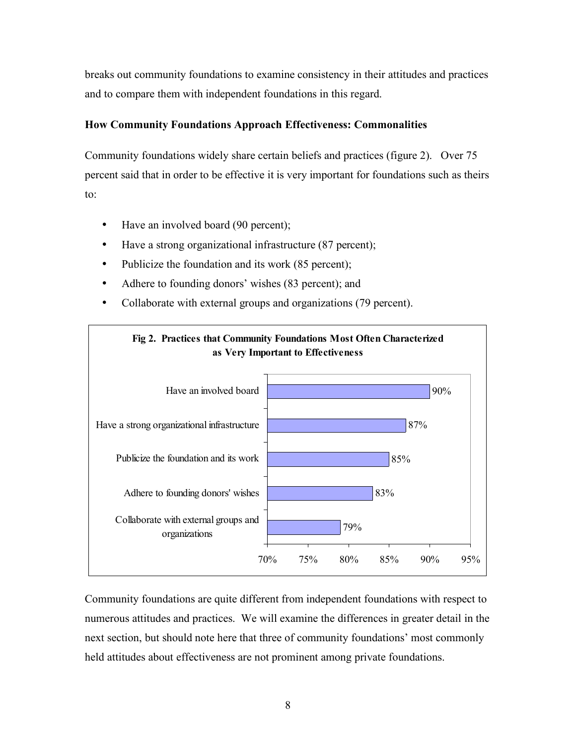breaks out community foundations to examine consistency in their attitudes and practices and to compare them with independent foundations in this regard.

**How Community Foundations Approach Effectiveness: Commonalities**

Community foundations widely share certain beliefs and practices (figure 2). Over 75 percent said that in order to be effective it is very important for foundations such as theirs to:

- Have an involved board (90 percent);
- Have a strong organizational infrastructure (87 percent);
- Publicize the foundation and its work (85 percent);
- Adhere to founding donors' wishes (83 percent); and
- Collaborate with external groups and organizations (79 percent).

**Fig 2. Practices that Community Foundations Most Often Characterized as Very Important to Effectiveness**

| Practice | Percent |
|---|---|
| Have an involved board | 90% |
| Have a strong organizational infrastructure | 87% |
| Publicize the foundation and its work | 85% |
| Adhere to founding donors' wishes | 83% |
| Collaborate with external groups and organizations | 79% |

Community foundations are quite different from independent foundations with respect to numerous attitudes and practices. We will examine the differences in greater detail in the next section, but should note here that three of community foundations' most commonly held attitudes about effectiveness are not prominent among private foundations.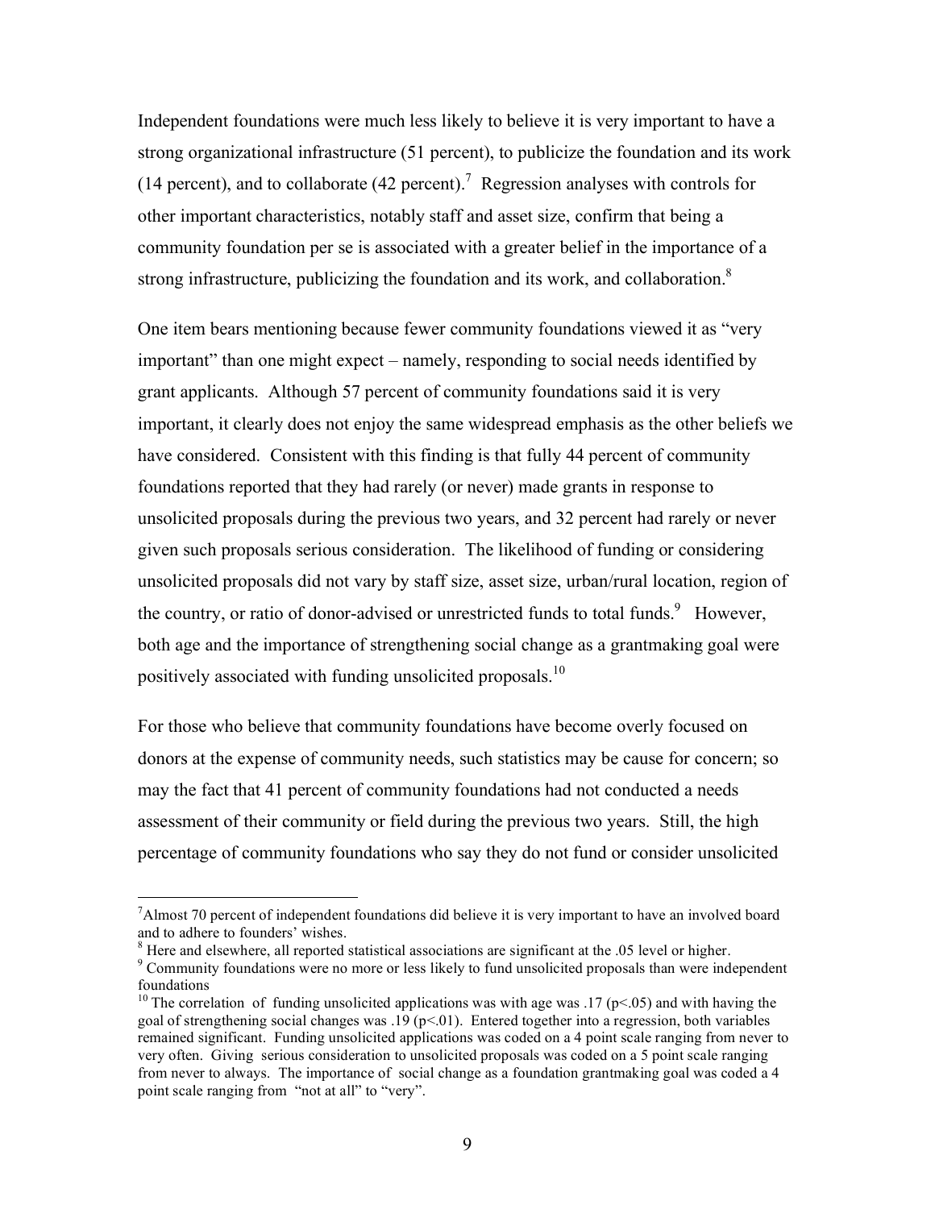Independent foundations were much less likely to believe it is very important to have a strong organizational infrastructure (51 percent), to publicize the foundation and its work (14 percent), and to collaborate (42 percent).[7] Regression analyses with controls for other important characteristics, notably staff and asset size, confirm that being a community foundation per se is associated with a greater belief in the importance of a strong infrastructure, publicizing the foundation and its work, and collaboration.[8]

One item bears mentioning because fewer community foundations viewed it as "very important" than one might expect – namely, responding to social needs identified by grant applicants. Although 57 percent of community foundations said it is very important, it clearly does not enjoy the same widespread emphasis as the other beliefs we have considered. Consistent with this finding is that fully 44 percent of community foundations reported that they had rarely (or never) made grants in response to unsolicited proposals during the previous two years, and 32 percent had rarely or never given such proposals serious consideration. The likelihood of funding or considering unsolicited proposals did not vary by staff size, asset size, urban/rural location, region of the country, or ratio of donor-advised or unrestricted funds to total funds.[9] However, both age and the importance of strengthening social change as a grantmaking goal were positively associated with funding unsolicited proposals.[10]

For those who believe that community foundations have become overly focused on donors at the expense of community needs, such statistics may be cause for concern; so may the fact that 41 percent of community foundations had not conducted a needs assessment of their community or field during the previous two years. Still, the high percentage of community foundations who say they do not fund or consider unsolicited

---

[7] Almost 70 percent of independent foundations did believe it is very important to have an involved board and to adhere to founders' wishes.

[8] Here and elsewhere, all reported statistical associations are significant at the .05 level or higher.

[9] Community foundations were no more or less likely to fund unsolicited proposals than were independent foundations

[10] The correlation of funding unsolicited applications was with age was .17 ($p<.05$) and with having the goal of strengthening social changes was .19 ($p<.01$). Entered together into a regression, both variables remained significant. Funding unsolicited applications was coded on a 4 point scale ranging from never to very often. Giving serious consideration to unsolicited proposals was coded on a 5 point scale ranging from never to always. The importance of social change as a foundation grantmaking goal was coded a 4 point scale ranging from "not at all" to "very".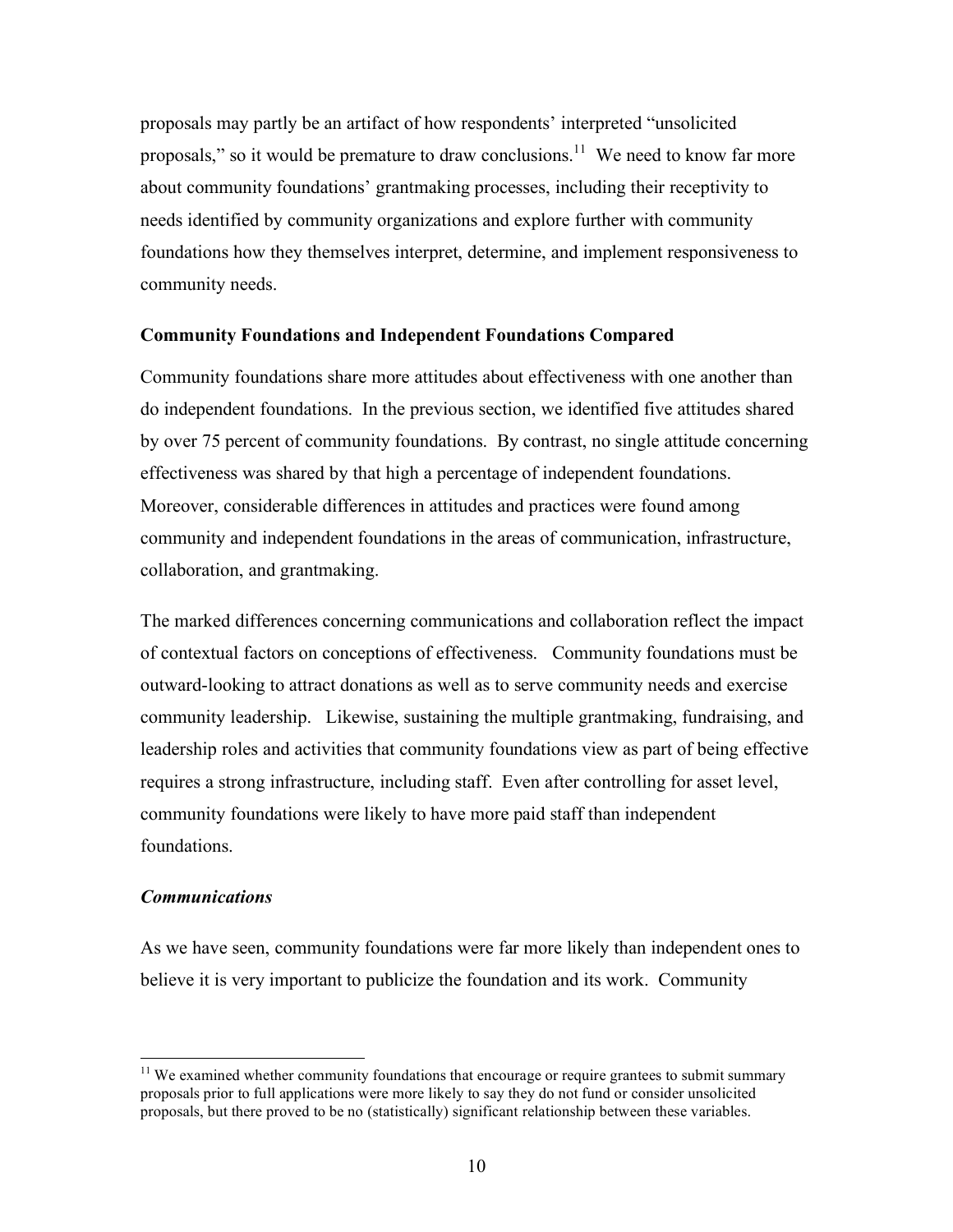proposals may partly be an artifact of how respondents' interpreted "unsolicited proposals," so it would be premature to draw conclusions.[11] We need to know far more about community foundations' grantmaking processes, including their receptivity to needs identified by community organizations and explore further with community foundations how they themselves interpret, determine, and implement responsiveness to community needs.

**Community Foundations and Independent Foundations Compared**

Community foundations share more attitudes about effectiveness with one another than do independent foundations. In the previous section, we identified five attitudes shared by over 75 percent of community foundations. By contrast, no single attitude concerning effectiveness was shared by that high a percentage of independent foundations. Moreover, considerable differences in attitudes and practices were found among community and independent foundations in the areas of communication, infrastructure, collaboration, and grantmaking.

The marked differences concerning communications and collaboration reflect the impact of contextual factors on conceptions of effectiveness. Community foundations must be outward-looking to attract donations as well as to serve community needs and exercise community leadership. Likewise, sustaining the multiple grantmaking, fundraising, and leadership roles and activities that community foundations view as part of being effective requires a strong infrastructure, including staff. Even after controlling for asset level, community foundations were likely to have more paid staff than independent foundations.

***Communications***

As we have seen, community foundations were far more likely than independent ones to believe it is very important to publicize the foundation and its work. Community

[11] We examined whether community foundations that encourage or require grantees to submit summary proposals prior to full applications were more likely to say they do not fund or consider unsolicited proposals, but there proved to be no (statistically) significant relationship between these variables.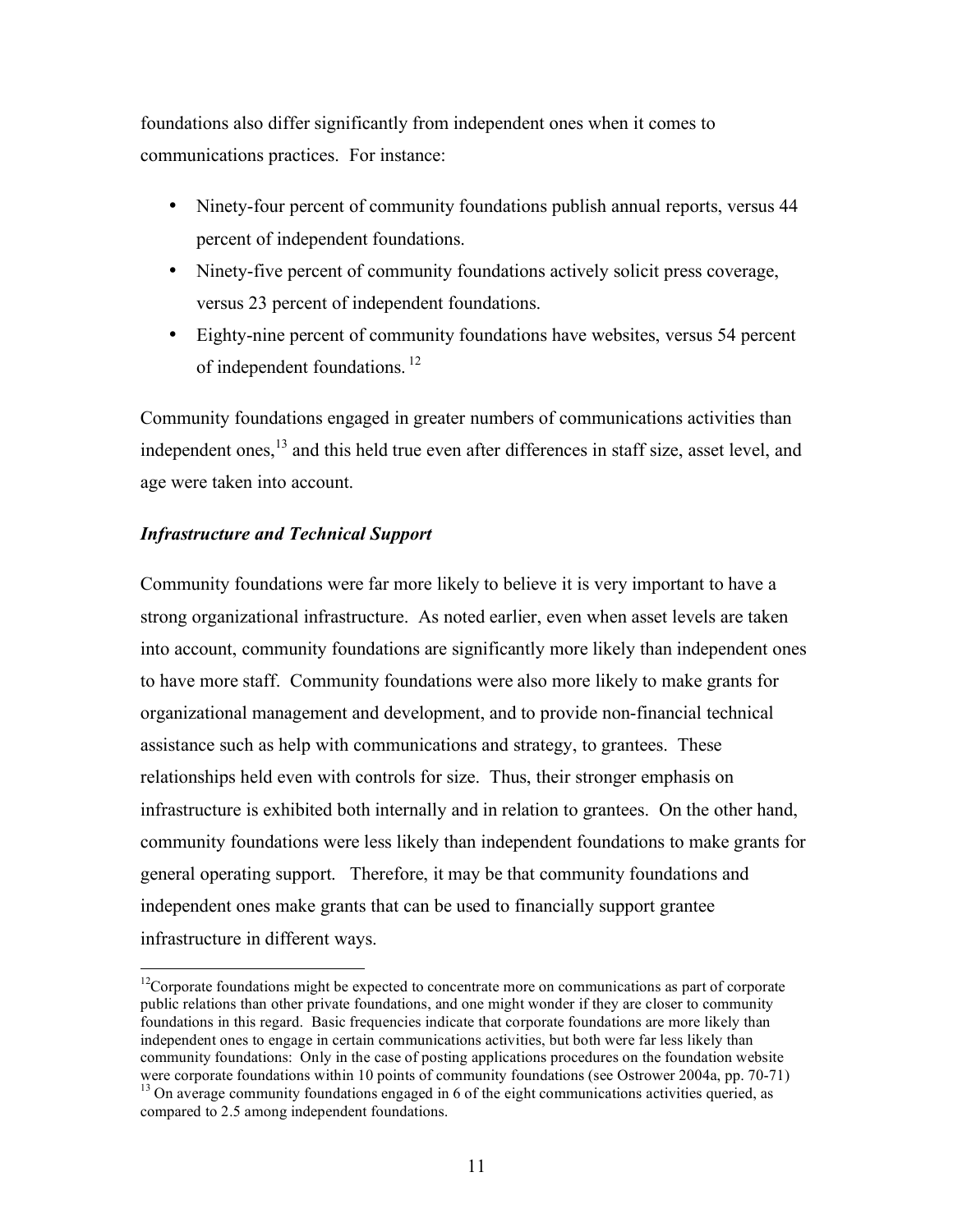foundations also differ significantly from independent ones when it comes to communications practices. For instance:

- Ninety-four percent of community foundations publish annual reports, versus 44 percent of independent foundations.
- Ninety-five percent of community foundations actively solicit press coverage, versus 23 percent of independent foundations.
- Eighty-nine percent of community foundations have websites, versus 54 percent of independent foundations.[12]

Community foundations engaged in greater numbers of communications activities than independent ones,[13] and this held true even after differences in staff size, asset level, and age were taken into account.

### *Infrastructure and Technical Support*

Community foundations were far more likely to believe it is very important to have a strong organizational infrastructure. As noted earlier, even when asset levels are taken into account, community foundations are significantly more likely than independent ones to have more staff. Community foundations were also more likely to make grants for organizational management and development, and to provide non-financial technical assistance such as help with communications and strategy, to grantees. These relationships held even with controls for size. Thus, their stronger emphasis on infrastructure is exhibited both internally and in relation to grantees. On the other hand, community foundations were less likely than independent foundations to make grants for general operating support. Therefore, it may be that community foundations and independent ones make grants that can be used to financially support grantee infrastructure in different ways.

---

[12] Corporate foundations might be expected to concentrate more on communications as part of corporate public relations than other private foundations, and one might wonder if they are closer to community foundations in this regard. Basic frequencies indicate that corporate foundations are more likely than independent ones to engage in certain communications activities, but both were far less likely than community foundations: Only in the case of posting applications procedures on the foundation website were corporate foundations within 10 points of community foundations (see Ostrower 2004a, pp. 70-71)

[13] On average community foundations engaged in 6 of the eight communications activities queried, as compared to 2.5 among independent foundations.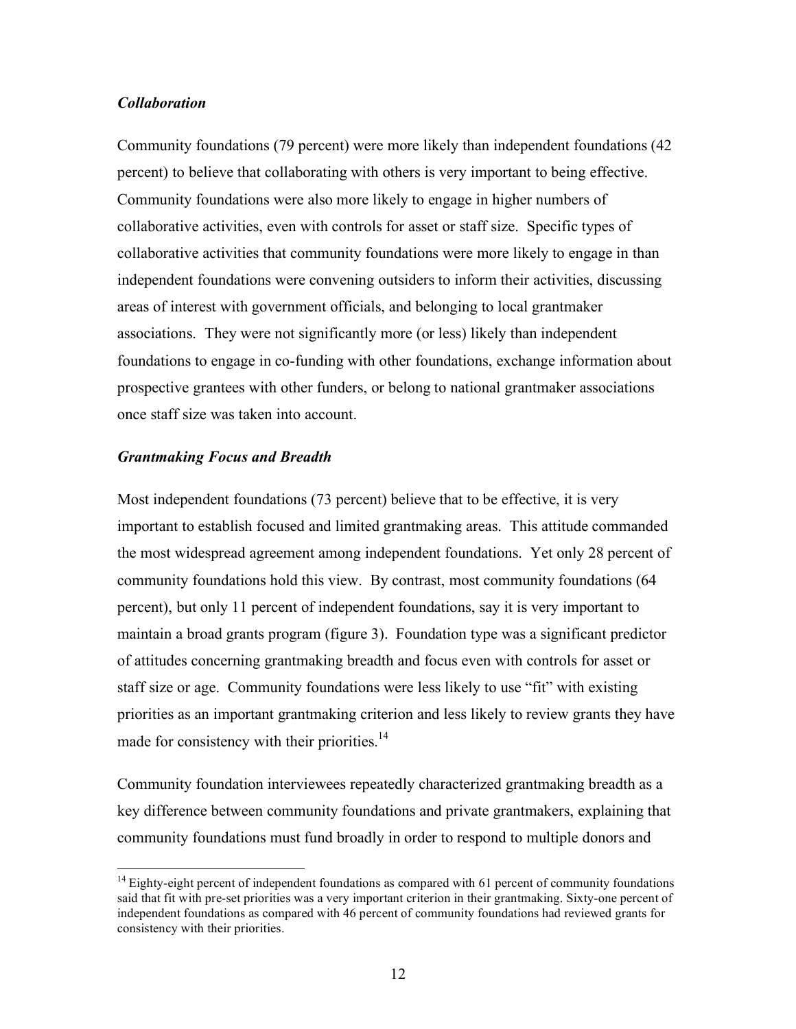### *Collaboration*

Community foundations (79 percent) were more likely than independent foundations (42 percent) to believe that collaborating with others is very important to being effective. Community foundations were also more likely to engage in higher numbers of collaborative activities, even with controls for asset or staff size. Specific types of collaborative activities that community foundations were more likely to engage in than independent foundations were convening outsiders to inform their activities, discussing areas of interest with government officials, and belonging to local grantmaker associations. They were not significantly more (or less) likely than independent foundations to engage in co-funding with other foundations, exchange information about prospective grantees with other funders, or belong to national grantmaker associations once staff size was taken into account.

### *Grantmaking Focus and Breadth*

Most independent foundations (73 percent) believe that to be effective, it is very important to establish focused and limited grantmaking areas. This attitude commanded the most widespread agreement among independent foundations. Yet only 28 percent of community foundations hold this view. By contrast, most community foundations (64 percent), but only 11 percent of independent foundations, say it is very important to maintain a broad grants program (figure 3). Foundation type was a significant predictor of attitudes concerning grantmaking breadth and focus even with controls for asset or staff size or age. Community foundations were less likely to use "fit" with existing priorities as an important grantmaking criterion and less likely to review grants they have made for consistency with their priorities.[14]

Community foundation interviewees repeatedly characterized grantmaking breadth as a key difference between community foundations and private grantmakers, explaining that community foundations must fund broadly in order to respond to multiple donors and

---

[14] Eighty-eight percent of independent foundations as compared with 61 percent of community foundations said that fit with pre-set priorities was a very important criterion in their grantmaking. Sixty-one percent of independent foundations as compared with 46 percent of community foundations had reviewed grants for consistency with their priorities.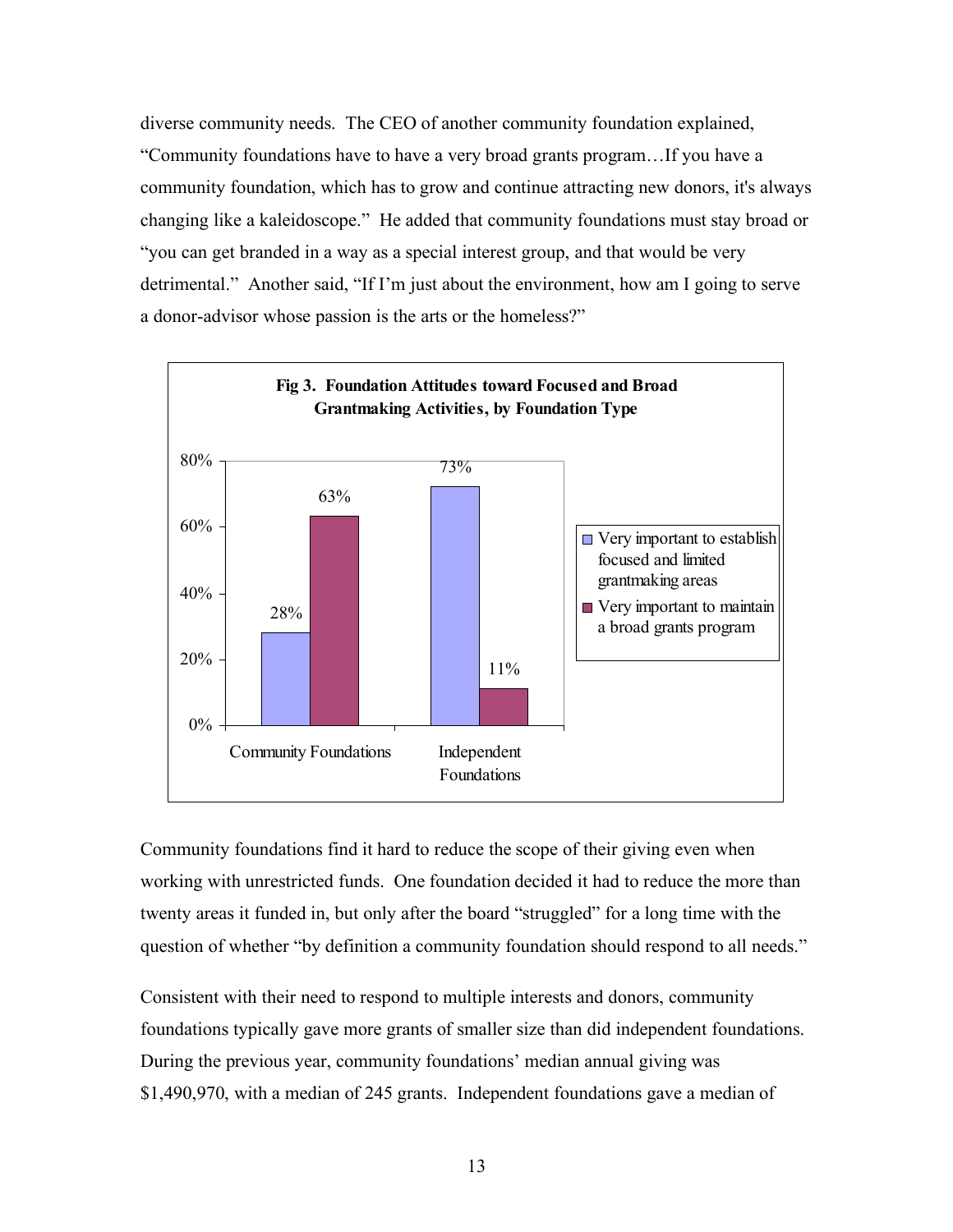diverse community needs. The CEO of another community foundation explained, "Community foundations have to have a very broad grants program…If you have a community foundation, which has to grow and continue attracting new donors, it's always changing like a kaleidoscope." He added that community foundations must stay broad or "you can get branded in a way as a special interest group, and that would be very detrimental." Another said, "If I'm just about the environment, how am I going to serve a donor-advisor whose passion is the arts or the homeless?"

**Fig 3. Foundation Attitudes toward Focused and Broad Grantmaking Activities, by Foundation Type**

| | Very important to establish focused and limited grantmaking areas | Very important to maintain a broad grants program |
|---|---|---|
| Community Foundations | 28% | 63% |
| Independent Foundations | 73% | 11% |

Community foundations find it hard to reduce the scope of their giving even when working with unrestricted funds. One foundation decided it had to reduce the more than twenty areas it funded in, but only after the board "struggled" for a long time with the question of whether "by definition a community foundation should respond to all needs."

Consistent with their need to respond to multiple interests and donors, community foundations typically gave more grants of smaller size than did independent foundations. During the previous year, community foundations' median annual giving was $1,490,970, with a median of 245 grants. Independent foundations gave a median of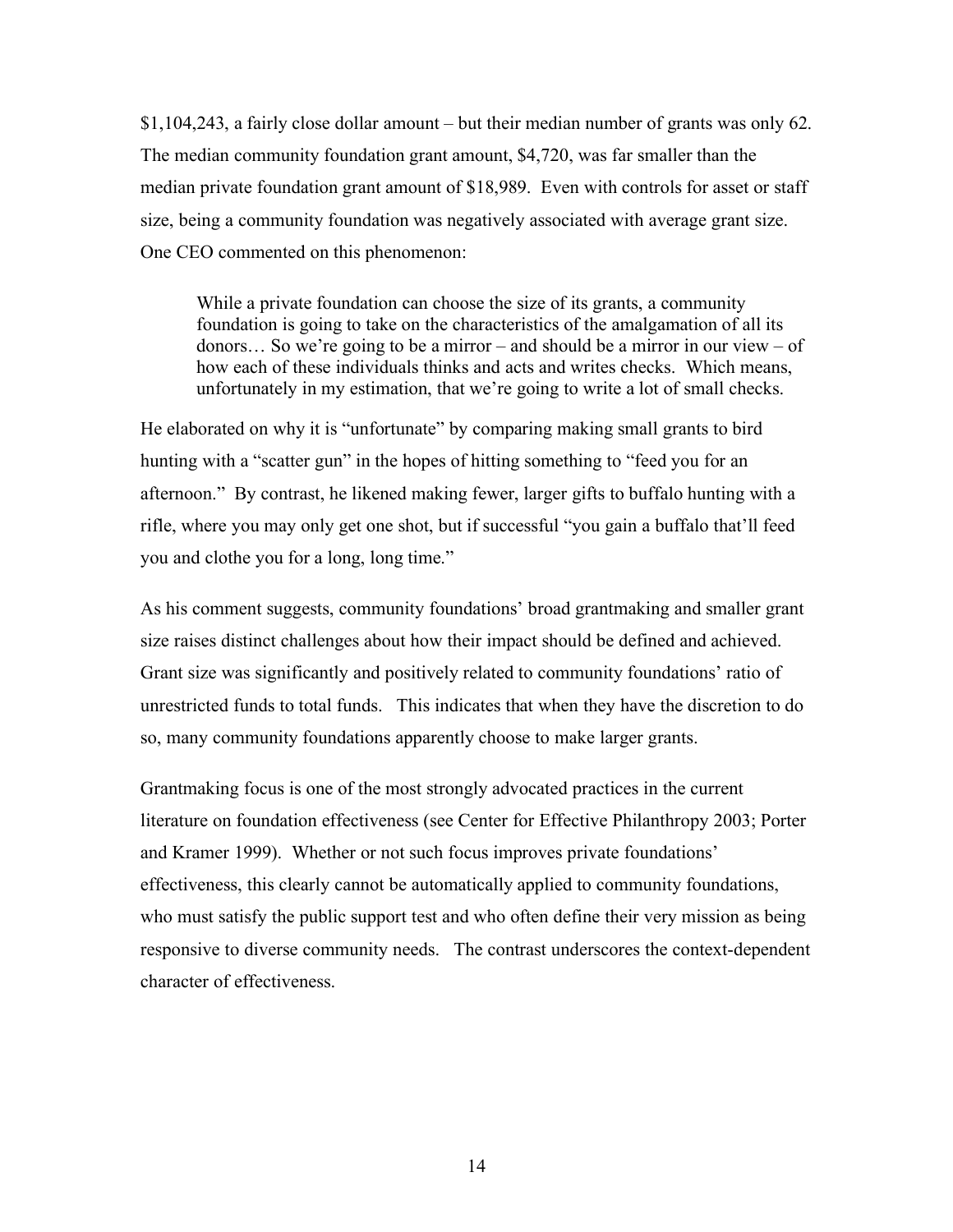$1,104,243, a fairly close dollar amount – but their median number of grants was only 62. The median community foundation grant amount, $4,720, was far smaller than the median private foundation grant amount of $18,989. Even with controls for asset or staff size, being a community foundation was negatively associated with average grant size. One CEO commented on this phenomenon:

> While a private foundation can choose the size of its grants, a community foundation is going to take on the characteristics of the amalgamation of all its donors… So we're going to be a mirror – and should be a mirror in our view – of how each of these individuals thinks and acts and writes checks. Which means, unfortunately in my estimation, that we're going to write a lot of small checks.

He elaborated on why it is "unfortunate" by comparing making small grants to bird hunting with a "scatter gun" in the hopes of hitting something to "feed you for an afternoon." By contrast, he likened making fewer, larger gifts to buffalo hunting with a rifle, where you may only get one shot, but if successful "you gain a buffalo that'll feed you and clothe you for a long, long time."

As his comment suggests, community foundations' broad grantmaking and smaller grant size raises distinct challenges about how their impact should be defined and achieved. Grant size was significantly and positively related to community foundations' ratio of unrestricted funds to total funds. This indicates that when they have the discretion to do so, many community foundations apparently choose to make larger grants.

Grantmaking focus is one of the most strongly advocated practices in the current literature on foundation effectiveness (see Center for Effective Philanthropy 2003; Porter and Kramer 1999). Whether or not such focus improves private foundations' effectiveness, this clearly cannot be automatically applied to community foundations, who must satisfy the public support test and who often define their very mission as being responsive to diverse community needs. The contrast underscores the context-dependent character of effectiveness.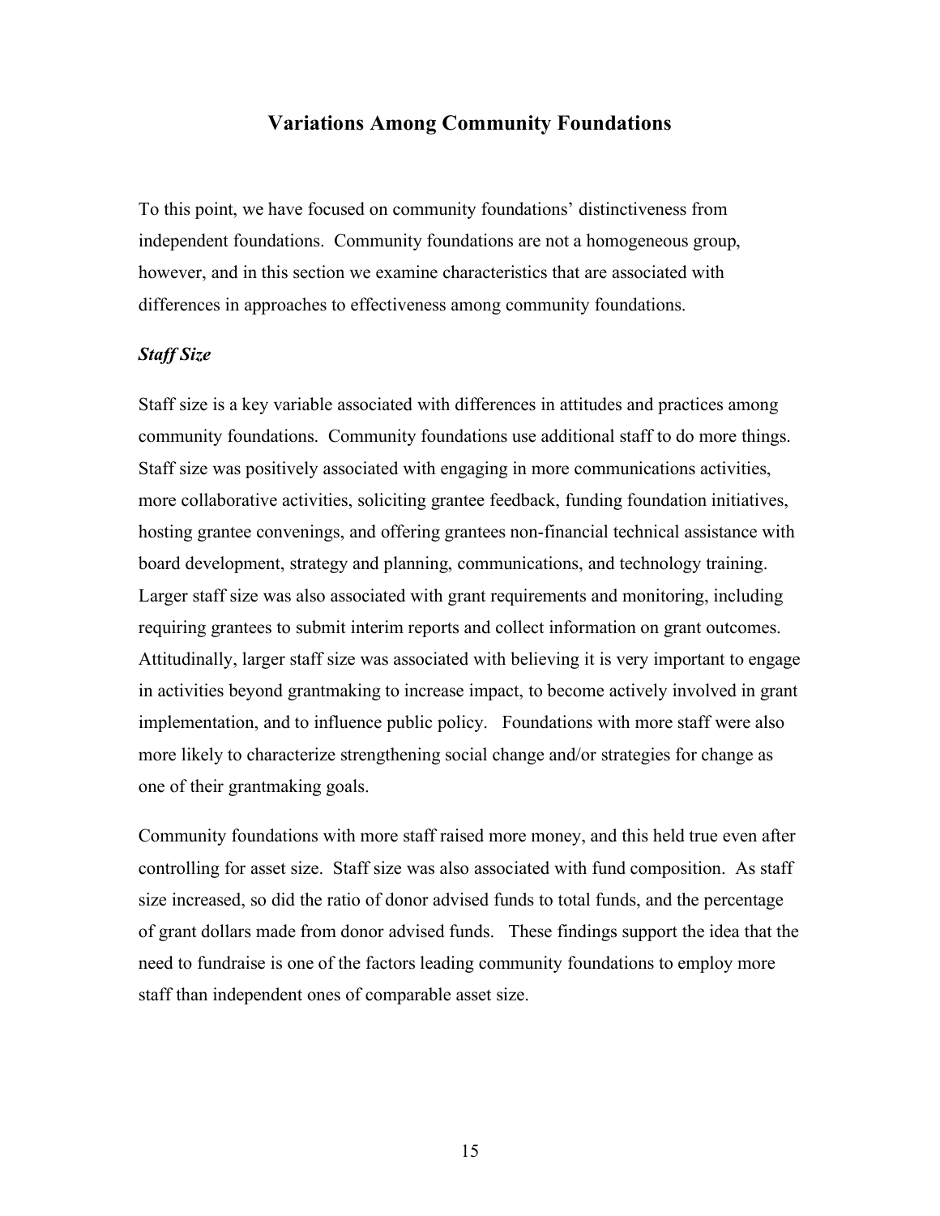## Variations Among Community Foundations

To this point, we have focused on community foundations' distinctiveness from independent foundations. Community foundations are not a homogeneous group, however, and in this section we examine characteristics that are associated with differences in approaches to effectiveness among community foundations.

### *Staff Size*

Staff size is a key variable associated with differences in attitudes and practices among community foundations. Community foundations use additional staff to do more things. Staff size was positively associated with engaging in more communications activities, more collaborative activities, soliciting grantee feedback, funding foundation initiatives, hosting grantee convenings, and offering grantees non-financial technical assistance with board development, strategy and planning, communications, and technology training. Larger staff size was also associated with grant requirements and monitoring, including requiring grantees to submit interim reports and collect information on grant outcomes. Attitudinally, larger staff size was associated with believing it is very important to engage in activities beyond grantmaking to increase impact, to become actively involved in grant implementation, and to influence public policy. Foundations with more staff were also more likely to characterize strengthening social change and/or strategies for change as one of their grantmaking goals.

Community foundations with more staff raised more money, and this held true even after controlling for asset size. Staff size was also associated with fund composition. As staff size increased, so did the ratio of donor advised funds to total funds, and the percentage of grant dollars made from donor advised funds. These findings support the idea that the need to fundraise is one of the factors leading community foundations to employ more staff than independent ones of comparable asset size.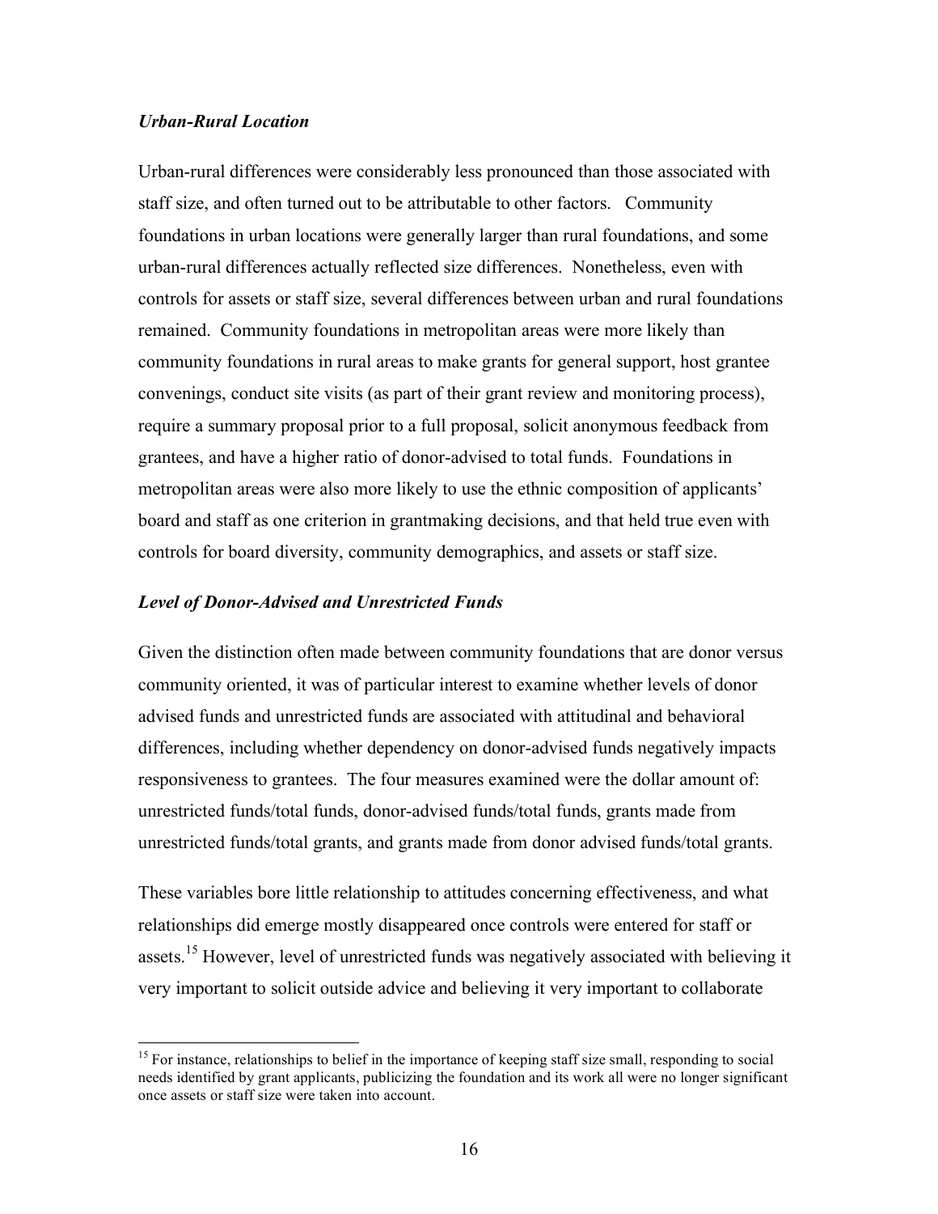### *Urban-Rural Location*

Urban-rural differences were considerably less pronounced than those associated with staff size, and often turned out to be attributable to other factors. Community foundations in urban locations were generally larger than rural foundations, and some urban-rural differences actually reflected size differences. Nonetheless, even with controls for assets or staff size, several differences between urban and rural foundations remained. Community foundations in metropolitan areas were more likely than community foundations in rural areas to make grants for general support, host grantee convenings, conduct site visits (as part of their grant review and monitoring process), require a summary proposal prior to a full proposal, solicit anonymous feedback from grantees, and have a higher ratio of donor-advised to total funds. Foundations in metropolitan areas were also more likely to use the ethnic composition of applicants' board and staff as one criterion in grantmaking decisions, and that held true even with controls for board diversity, community demographics, and assets or staff size.

### *Level of Donor-Advised and Unrestricted Funds*

Given the distinction often made between community foundations that are donor versus community oriented, it was of particular interest to examine whether levels of donor advised funds and unrestricted funds are associated with attitudinal and behavioral differences, including whether dependency on donor-advised funds negatively impacts responsiveness to grantees. The four measures examined were the dollar amount of: unrestricted funds/total funds, donor-advised funds/total funds, grants made from unrestricted funds/total grants, and grants made from donor advised funds/total grants.

These variables bore little relationship to attitudes concerning effectiveness, and what relationships did emerge mostly disappeared once controls were entered for staff or assets.[15] However, level of unrestricted funds was negatively associated with believing it very important to solicit outside advice and believing it very important to collaborate

[15] For instance, relationships to belief in the importance of keeping staff size small, responding to social needs identified by grant applicants, publicizing the foundation and its work all were no longer significant once assets or staff size were taken into account.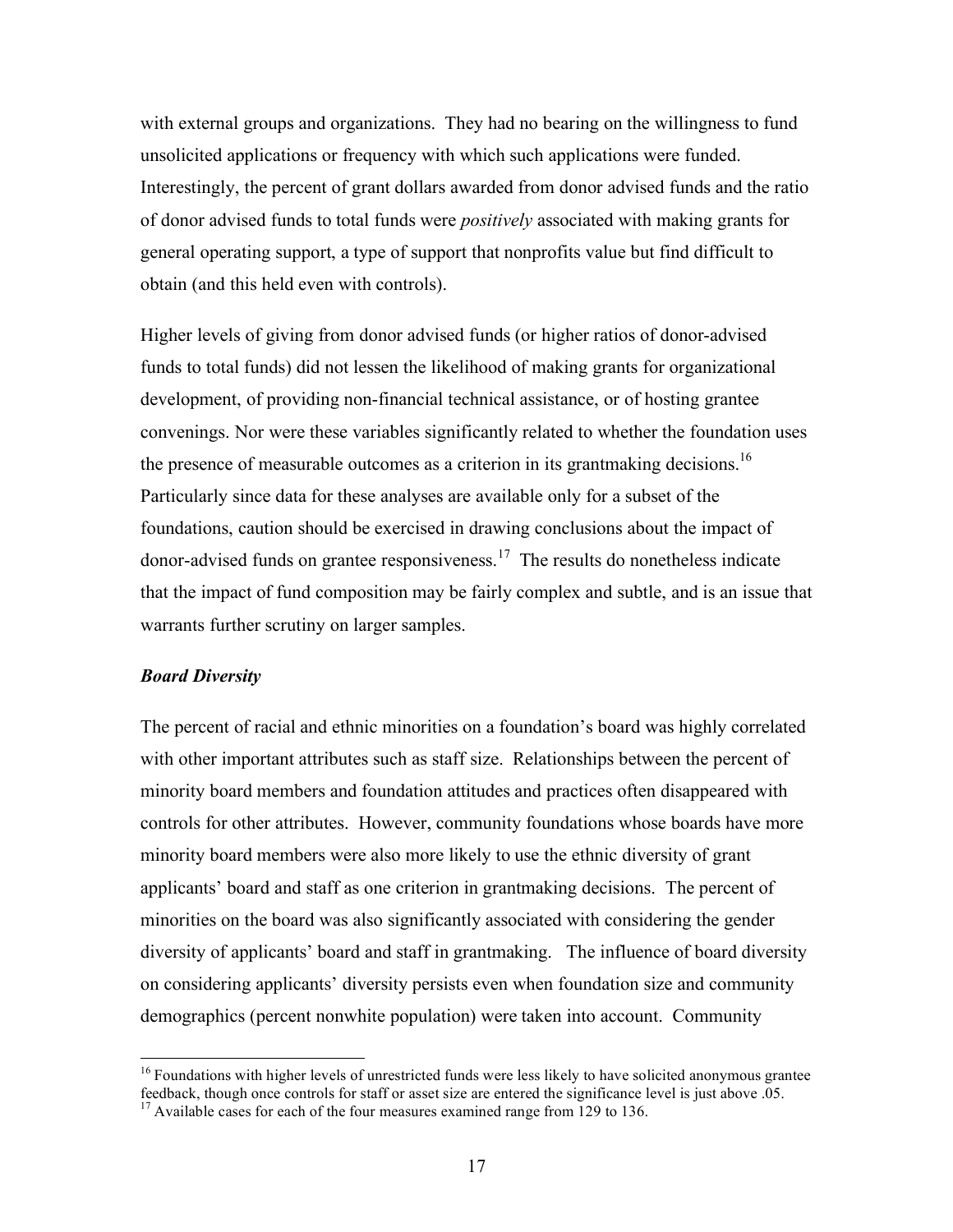with external groups and organizations. They had no bearing on the willingness to fund unsolicited applications or frequency with which such applications were funded. Interestingly, the percent of grant dollars awarded from donor advised funds and the ratio of donor advised funds to total funds were *positively* associated with making grants for general operating support, a type of support that nonprofits value but find difficult to obtain (and this held even with controls).

Higher levels of giving from donor advised funds (or higher ratios of donor-advised funds to total funds) did not lessen the likelihood of making grants for organizational development, of providing non-financial technical assistance, or of hosting grantee convenings. Nor were these variables significantly related to whether the foundation uses the presence of measurable outcomes as a criterion in its grantmaking decisions.[16] Particularly since data for these analyses are available only for a subset of the foundations, caution should be exercised in drawing conclusions about the impact of donor-advised funds on grantee responsiveness.[17] The results do nonetheless indicate that the impact of fund composition may be fairly complex and subtle, and is an issue that warrants further scrutiny on larger samples.

### *Board Diversity*

The percent of racial and ethnic minorities on a foundation's board was highly correlated with other important attributes such as staff size. Relationships between the percent of minority board members and foundation attitudes and practices often disappeared with controls for other attributes. However, community foundations whose boards have more minority board members were also more likely to use the ethnic diversity of grant applicants' board and staff as one criterion in grantmaking decisions. The percent of minorities on the board was also significantly associated with considering the gender diversity of applicants' board and staff in grantmaking. The influence of board diversity on considering applicants' diversity persists even when foundation size and community demographics (percent nonwhite population) were taken into account. Community

[16] Foundations with higher levels of unrestricted funds were less likely to have solicited anonymous grantee feedback, though once controls for staff or asset size are entered the significance level is just above .05.

[17] Available cases for each of the four measures examined range from 129 to 136.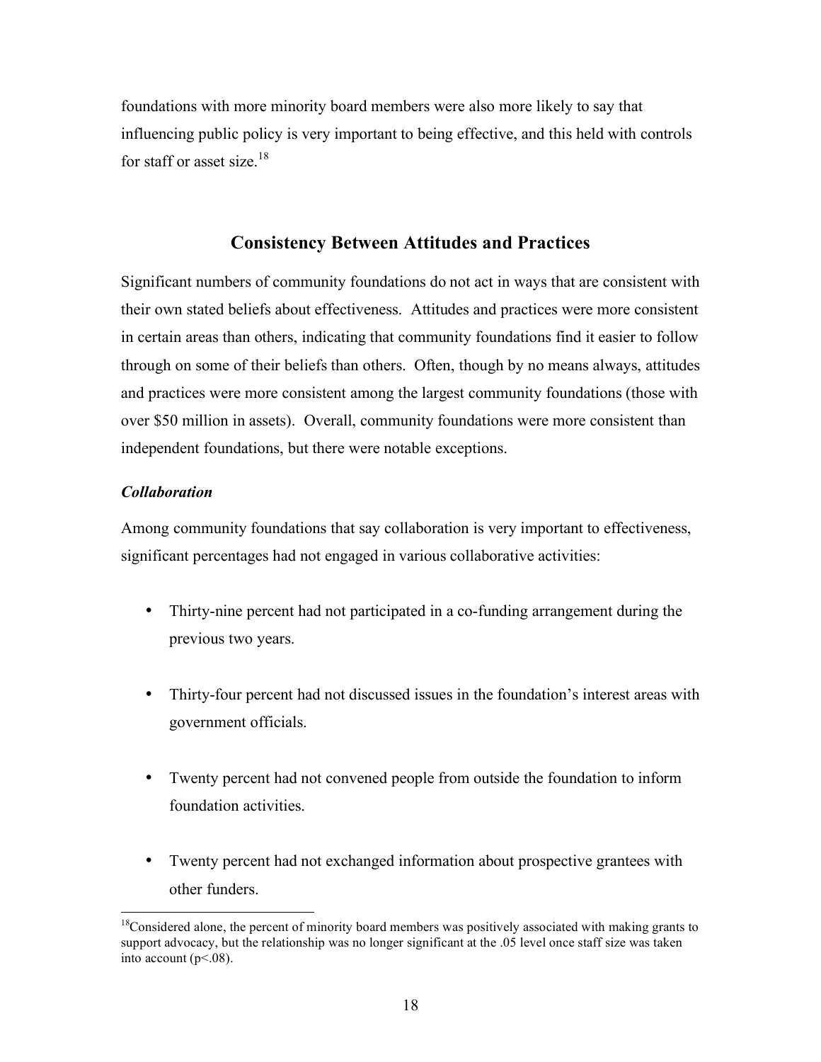foundations with more minority board members were also more likely to say that influencing public policy is very important to being effective, and this held with controls for staff or asset size.[18]

## Consistency Between Attitudes and Practices

Significant numbers of community foundations do not act in ways that are consistent with their own stated beliefs about effectiveness. Attitudes and practices were more consistent in certain areas than others, indicating that community foundations find it easier to follow through on some of their beliefs than others. Often, though by no means always, attitudes and practices were more consistent among the largest community foundations (those with over $50 million in assets). Overall, community foundations were more consistent than independent foundations, but there were notable exceptions.

### *Collaboration*

Among community foundations that say collaboration is very important to effectiveness, significant percentages had not engaged in various collaborative activities:

- Thirty-nine percent had not participated in a co-funding arrangement during the previous two years.
- Thirty-four percent had not discussed issues in the foundation's interest areas with government officials.
- Twenty percent had not convened people from outside the foundation to inform foundation activities.
- Twenty percent had not exchanged information about prospective grantees with other funders.

[18] Considered alone, the percent of minority board members was positively associated with making grants to support advocacy, but the relationship was no longer significant at the .05 level once staff size was taken into account ($p<.08$).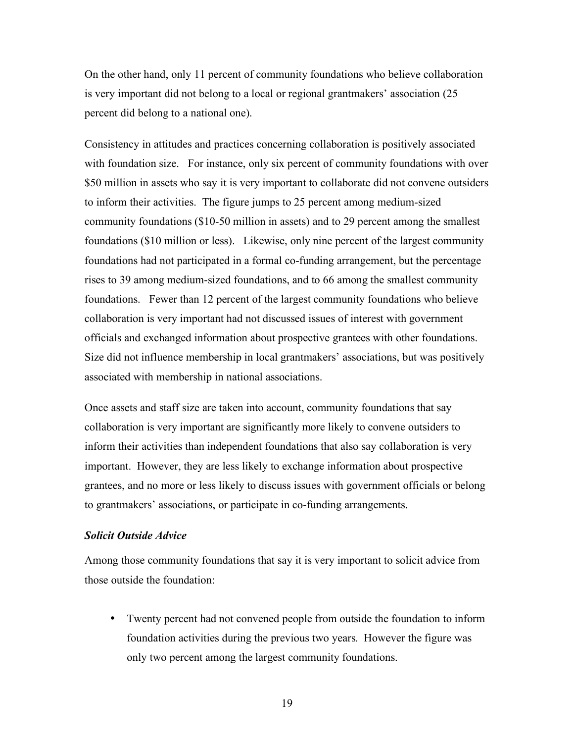On the other hand, only 11 percent of community foundations who believe collaboration is very important did not belong to a local or regional grantmakers' association (25 percent did belong to a national one).

Consistency in attitudes and practices concerning collaboration is positively associated with foundation size. For instance, only six percent of community foundations with over \$50 million in assets who say it is very important to collaborate did not convene outsiders to inform their activities. The figure jumps to 25 percent among medium-sized community foundations (\$10-50 million in assets) and to 29 percent among the smallest foundations (\$10 million or less). Likewise, only nine percent of the largest community foundations had not participated in a formal co-funding arrangement, but the percentage rises to 39 among medium-sized foundations, and to 66 among the smallest community foundations. Fewer than 12 percent of the largest community foundations who believe collaboration is very important had not discussed issues of interest with government officials and exchanged information about prospective grantees with other foundations. Size did not influence membership in local grantmakers' associations, but was positively associated with membership in national associations.

Once assets and staff size are taken into account, community foundations that say collaboration is very important are significantly more likely to convene outsiders to inform their activities than independent foundations that also say collaboration is very important. However, they are less likely to exchange information about prospective grantees, and no more or less likely to discuss issues with government officials or belong to grantmakers' associations, or participate in co-funding arrangements.

### *Solicit Outside Advice*

Among those community foundations that say it is very important to solicit advice from those outside the foundation:

- Twenty percent had not convened people from outside the foundation to inform foundation activities during the previous two years. However the figure was only two percent among the largest community foundations.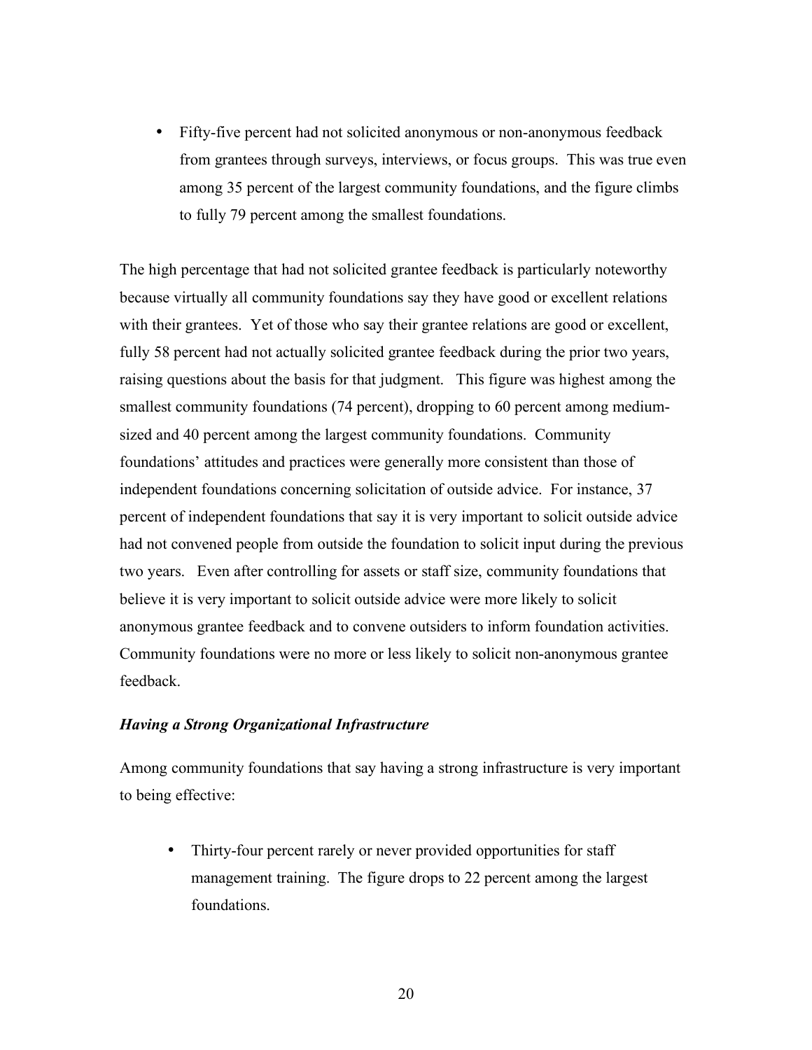- Fifty-five percent had not solicited anonymous or non-anonymous feedback from grantees through surveys, interviews, or focus groups. This was true even among 35 percent of the largest community foundations, and the figure climbs to fully 79 percent among the smallest foundations.

The high percentage that had not solicited grantee feedback is particularly noteworthy because virtually all community foundations say they have good or excellent relations with their grantees. Yet of those who say their grantee relations are good or excellent, fully 58 percent had not actually solicited grantee feedback during the prior two years, raising questions about the basis for that judgment. This figure was highest among the smallest community foundations (74 percent), dropping to 60 percent among medium-sized and 40 percent among the largest community foundations. Community foundations' attitudes and practices were generally more consistent than those of independent foundations concerning solicitation of outside advice. For instance, 37 percent of independent foundations that say it is very important to solicit outside advice had not convened people from outside the foundation to solicit input during the previous two years. Even after controlling for assets or staff size, community foundations that believe it is very important to solicit outside advice were more likely to solicit anonymous grantee feedback and to convene outsiders to inform foundation activities. Community foundations were no more or less likely to solicit non-anonymous grantee feedback.

***Having a Strong Organizational Infrastructure***

Among community foundations that say having a strong infrastructure is very important to being effective:

- Thirty-four percent rarely or never provided opportunities for staff management training. The figure drops to 22 percent among the largest foundations.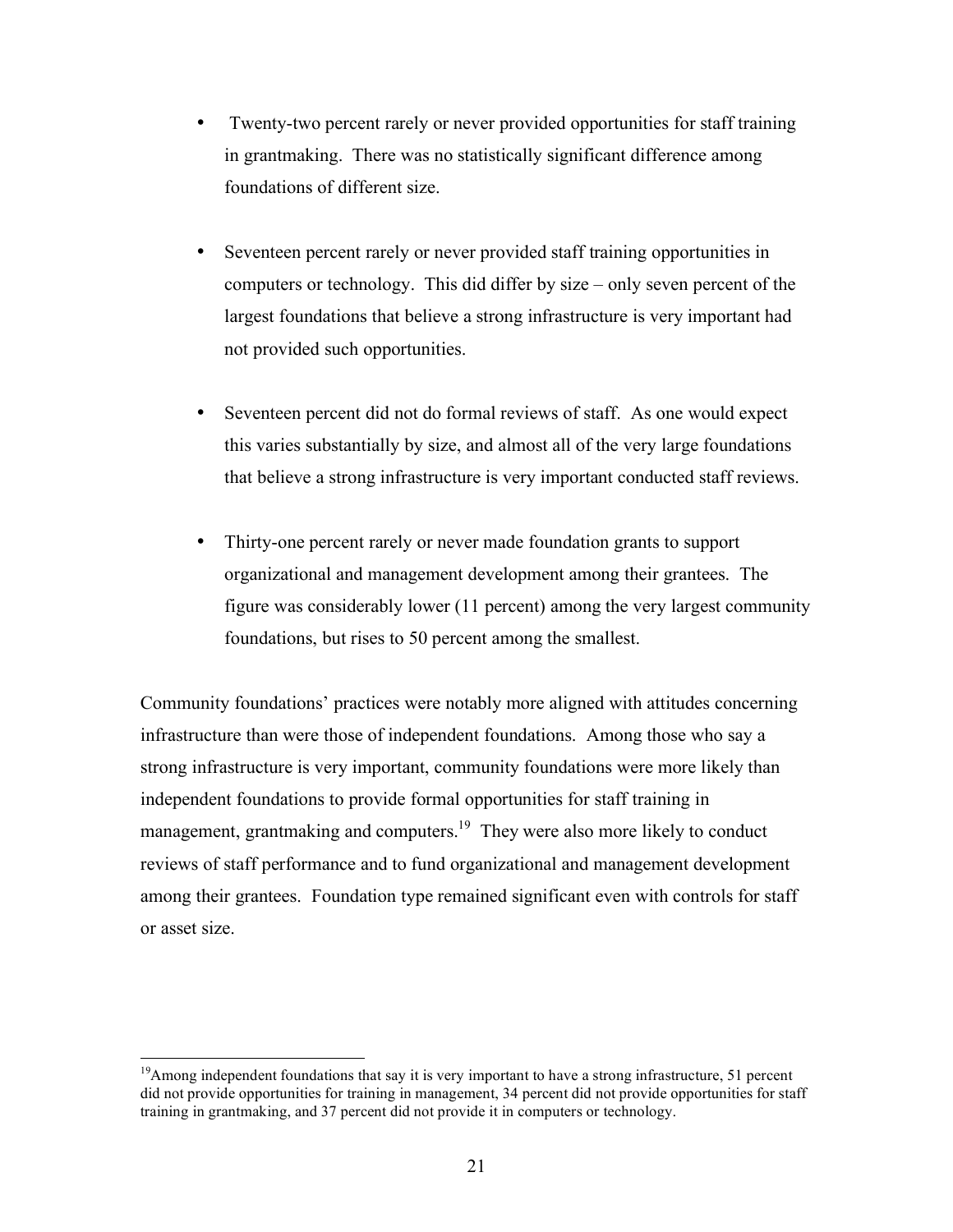- Twenty-two percent rarely or never provided opportunities for staff training in grantmaking. There was no statistically significant difference among foundations of different size.

- Seventeen percent rarely or never provided staff training opportunities in computers or technology. This did differ by size – only seven percent of the largest foundations that believe a strong infrastructure is very important had not provided such opportunities.

- Seventeen percent did not do formal reviews of staff. As one would expect this varies substantially by size, and almost all of the very large foundations that believe a strong infrastructure is very important conducted staff reviews.

- Thirty-one percent rarely or never made foundation grants to support organizational and management development among their grantees. The figure was considerably lower (11 percent) among the very largest community foundations, but rises to 50 percent among the smallest.

Community foundations' practices were notably more aligned with attitudes concerning infrastructure than were those of independent foundations. Among those who say a strong infrastructure is very important, community foundations were more likely than independent foundations to provide formal opportunities for staff training in management, grantmaking and computers.[19] They were also more likely to conduct reviews of staff performance and to fund organizational and management development among their grantees. Foundation type remained significant even with controls for staff or asset size.

[19]Among independent foundations that say it is very important to have a strong infrastructure, 51 percent did not provide opportunities for training in management, 34 percent did not provide opportunities for staff training in grantmaking, and 37 percent did not provide it in computers or technology.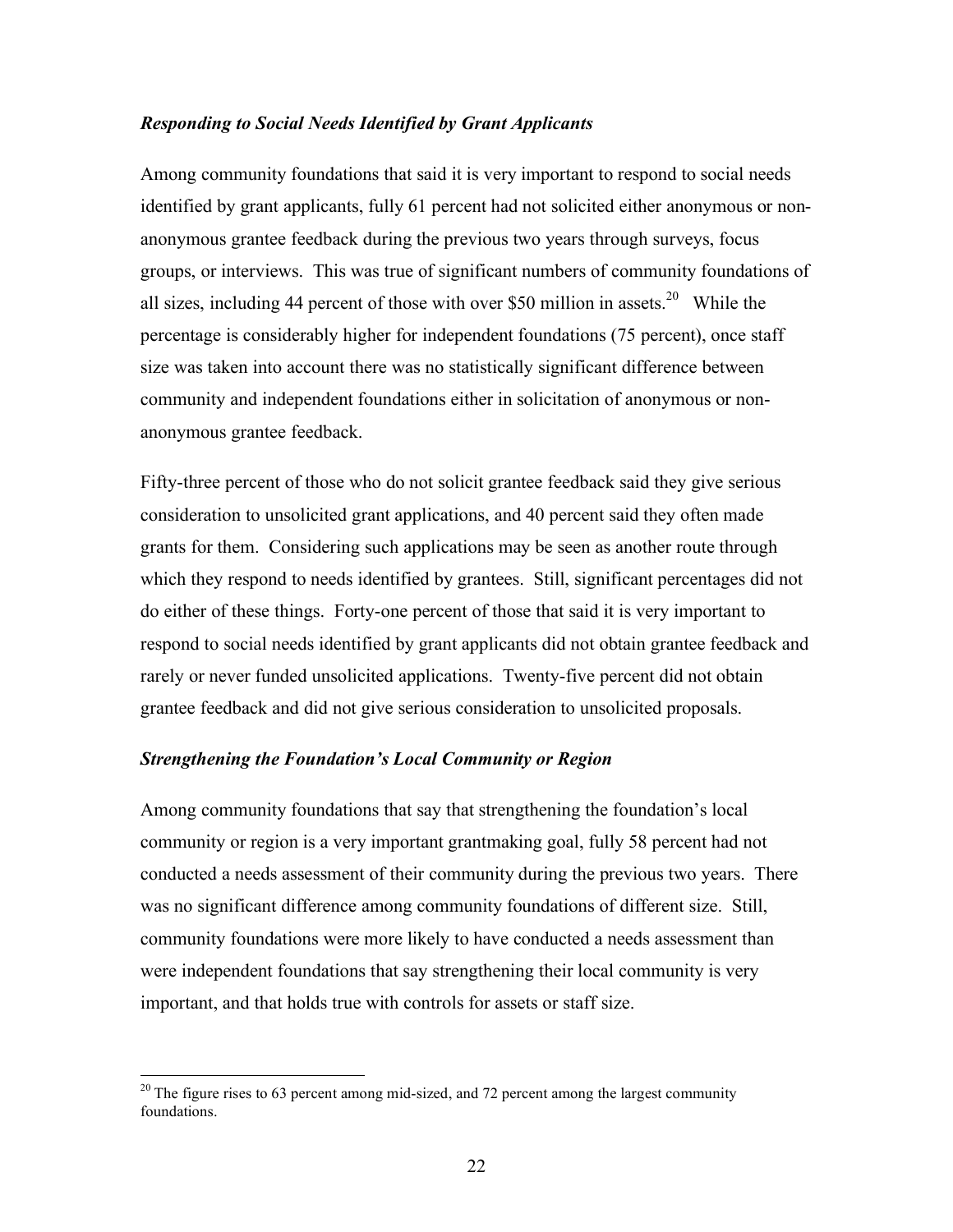### *Responding to Social Needs Identified by Grant Applicants*

Among community foundations that said it is very important to respond to social needs identified by grant applicants, fully 61 percent had not solicited either anonymous or non-anonymous grantee feedback during the previous two years through surveys, focus groups, or interviews. This was true of significant numbers of community foundations of all sizes, including 44 percent of those with over \$50 million in assets.[20] While the percentage is considerably higher for independent foundations (75 percent), once staff size was taken into account there was no statistically significant difference between community and independent foundations either in solicitation of anonymous or non-anonymous grantee feedback.

Fifty-three percent of those who do not solicit grantee feedback said they give serious consideration to unsolicited grant applications, and 40 percent said they often made grants for them. Considering such applications may be seen as another route through which they respond to needs identified by grantees. Still, significant percentages did not do either of these things. Forty-one percent of those that said it is very important to respond to social needs identified by grant applicants did not obtain grantee feedback and rarely or never funded unsolicited applications. Twenty-five percent did not obtain grantee feedback and did not give serious consideration to unsolicited proposals.

### *Strengthening the Foundation's Local Community or Region*

Among community foundations that say that strengthening the foundation's local community or region is a very important grantmaking goal, fully 58 percent had not conducted a needs assessment of their community during the previous two years. There was no significant difference among community foundations of different size. Still, community foundations were more likely to have conducted a needs assessment than were independent foundations that say strengthening their local community is very important, and that holds true with controls for assets or staff size.

[20] The figure rises to 63 percent among mid-sized, and 72 percent among the largest community foundations.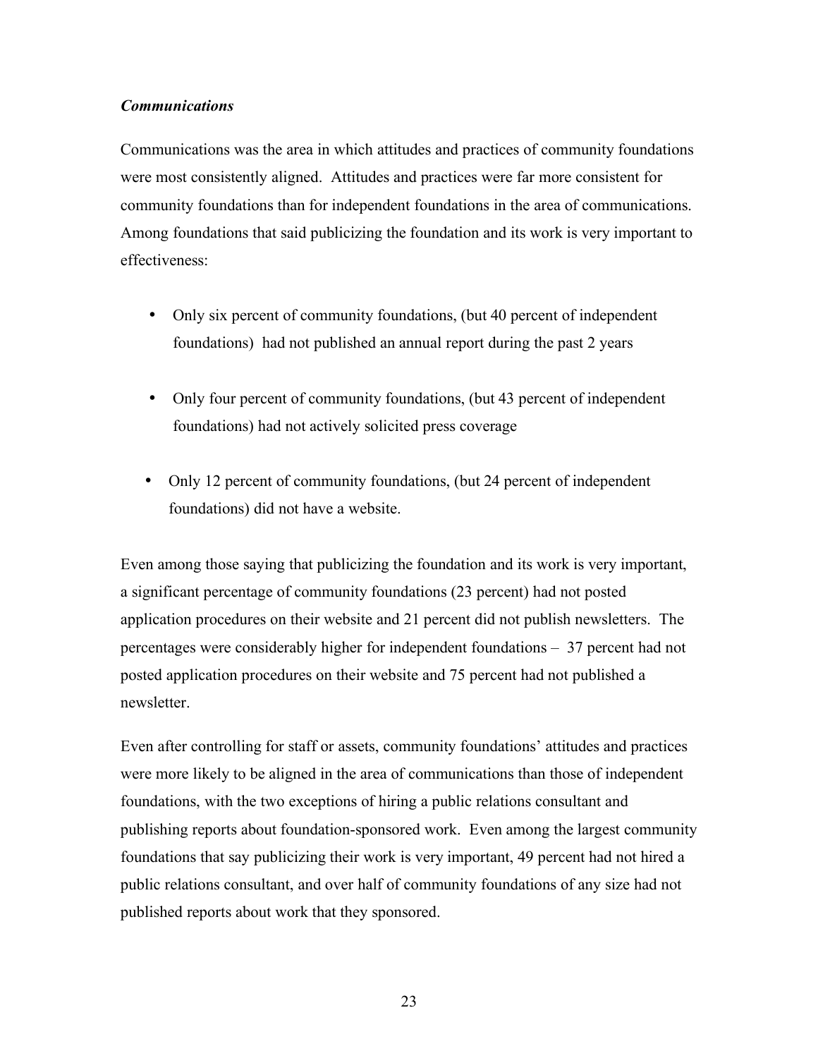***Communications***

Communications was the area in which attitudes and practices of community foundations were most consistently aligned. Attitudes and practices were far more consistent for community foundations than for independent foundations in the area of communications. Among foundations that said publicizing the foundation and its work is very important to effectiveness:

- Only six percent of community foundations, (but 40 percent of independent foundations) had not published an annual report during the past 2 years
- Only four percent of community foundations, (but 43 percent of independent foundations) had not actively solicited press coverage
- Only 12 percent of community foundations, (but 24 percent of independent foundations) did not have a website.

Even among those saying that publicizing the foundation and its work is very important, a significant percentage of community foundations (23 percent) had not posted application procedures on their website and 21 percent did not publish newsletters. The percentages were considerably higher for independent foundations – 37 percent had not posted application procedures on their website and 75 percent had not published a newsletter.

Even after controlling for staff or assets, community foundations' attitudes and practices were more likely to be aligned in the area of communications than those of independent foundations, with the two exceptions of hiring a public relations consultant and publishing reports about foundation-sponsored work. Even among the largest community foundations that say publicizing their work is very important, 49 percent had not hired a public relations consultant, and over half of community foundations of any size had not published reports about work that they sponsored.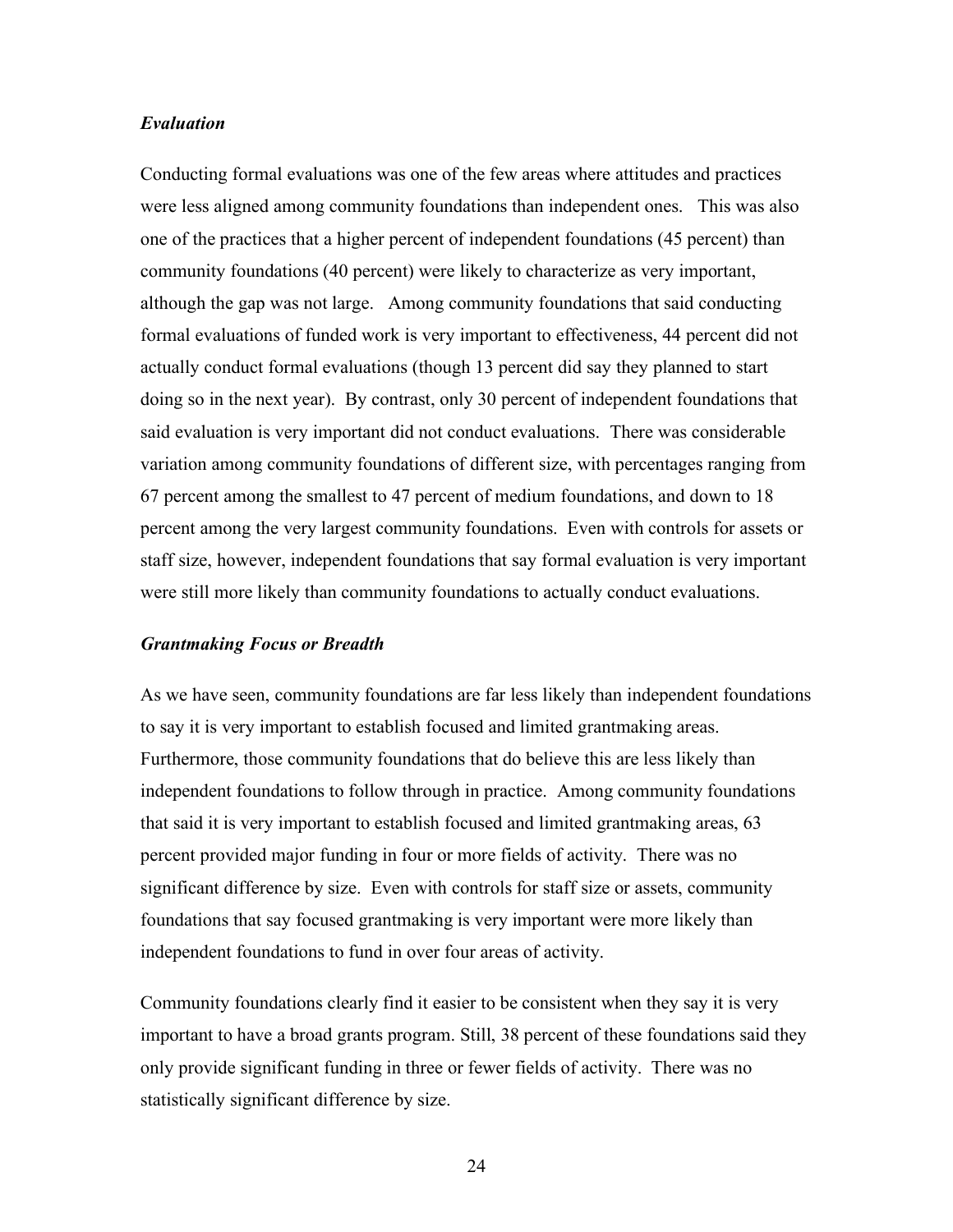### *Evaluation*

Conducting formal evaluations was one of the few areas where attitudes and practices were less aligned among community foundations than independent ones. This was also one of the practices that a higher percent of independent foundations (45 percent) than community foundations (40 percent) were likely to characterize as very important, although the gap was not large. Among community foundations that said conducting formal evaluations of funded work is very important to effectiveness, 44 percent did not actually conduct formal evaluations (though 13 percent did say they planned to start doing so in the next year). By contrast, only 30 percent of independent foundations that said evaluation is very important did not conduct evaluations. There was considerable variation among community foundations of different size, with percentages ranging from 67 percent among the smallest to 47 percent of medium foundations, and down to 18 percent among the very largest community foundations. Even with controls for assets or staff size, however, independent foundations that say formal evaluation is very important were still more likely than community foundations to actually conduct evaluations.

### *Grantmaking Focus or Breadth*

As we have seen, community foundations are far less likely than independent foundations to say it is very important to establish focused and limited grantmaking areas. Furthermore, those community foundations that do believe this are less likely than independent foundations to follow through in practice. Among community foundations that said it is very important to establish focused and limited grantmaking areas, 63 percent provided major funding in four or more fields of activity. There was no significant difference by size. Even with controls for staff size or assets, community foundations that say focused grantmaking is very important were more likely than independent foundations to fund in over four areas of activity.

Community foundations clearly find it easier to be consistent when they say it is very important to have a broad grants program. Still, 38 percent of these foundations said they only provide significant funding in three or fewer fields of activity. There was no statistically significant difference by size.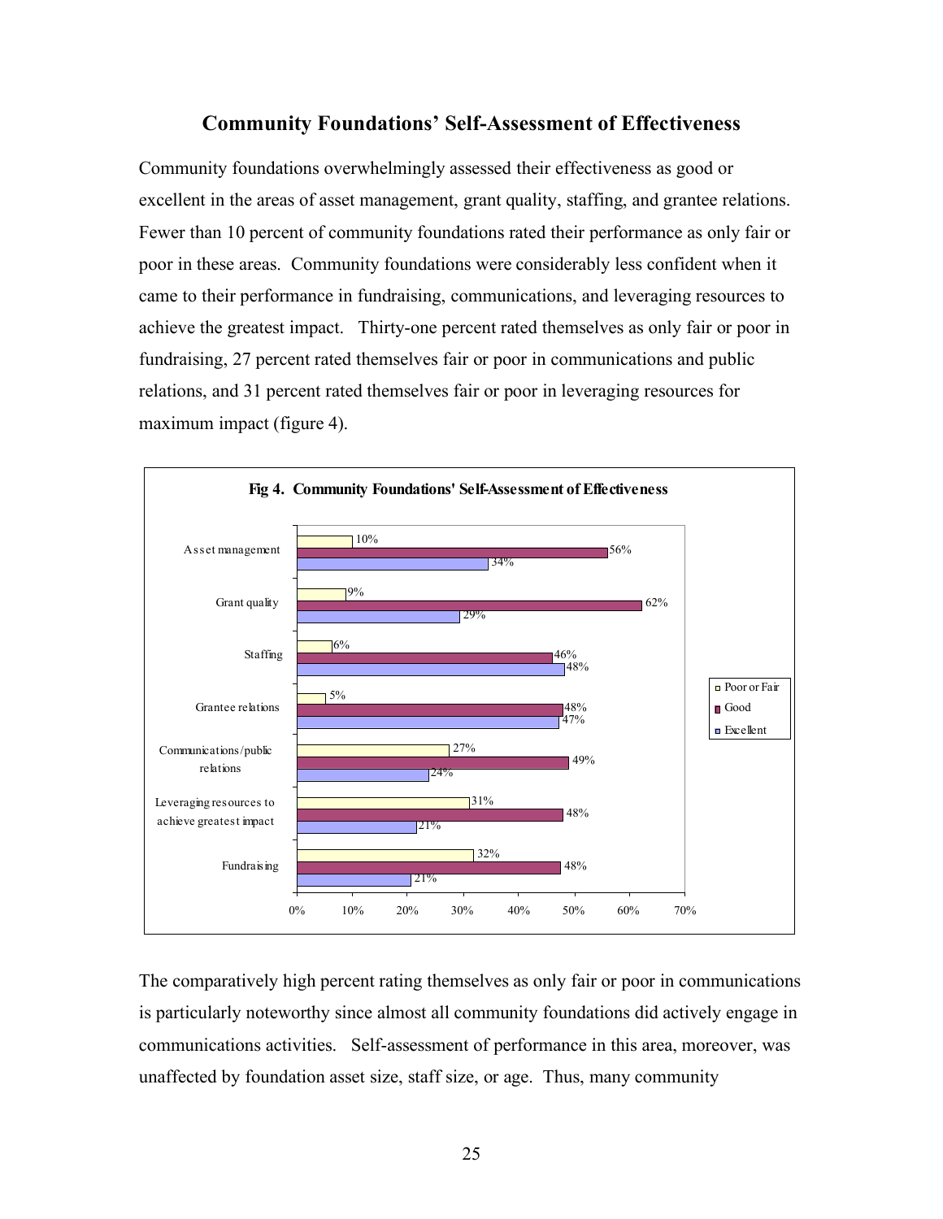## Community Foundations' Self-Assessment of Effectiveness

Community foundations overwhelmingly assessed their effectiveness as good or excellent in the areas of asset management, grant quality, staffing, and grantee relations. Fewer than 10 percent of community foundations rated their performance as only fair or poor in these areas. Community foundations were considerably less confident when it came to their performance in fundraising, communications, and leveraging resources to achieve the greatest impact. Thirty-one percent rated themselves as only fair or poor in fundraising, 27 percent rated themselves fair or poor in communications and public relations, and 31 percent rated themselves fair or poor in leveraging resources for maximum impact (figure 4).

**Fig 4. Community Foundations' Self-Assessment of Effectiveness**

| | Poor or Fair | Good | Excellent |
|---|---|---|---|
| Asset management | 10% | 56% | 34% |
| Grant quality | 9% | 62% | 29% |
| Staffing | 6% | 46% | 48% |
| Grantee relations | 5% | 48% | 47% |
| Communications/public relations | 27% | 49% | 24% |
| Leveraging resources to achieve greatest impact | 31% | 48% | 21% |
| Fundraising | 32% | 48% | 21% |

The comparatively high percent rating themselves as only fair or poor in communications is particularly noteworthy since almost all community foundations did actively engage in communications activities. Self-assessment of performance in this area, moreover, was unaffected by foundation asset size, staff size, or age. Thus, many community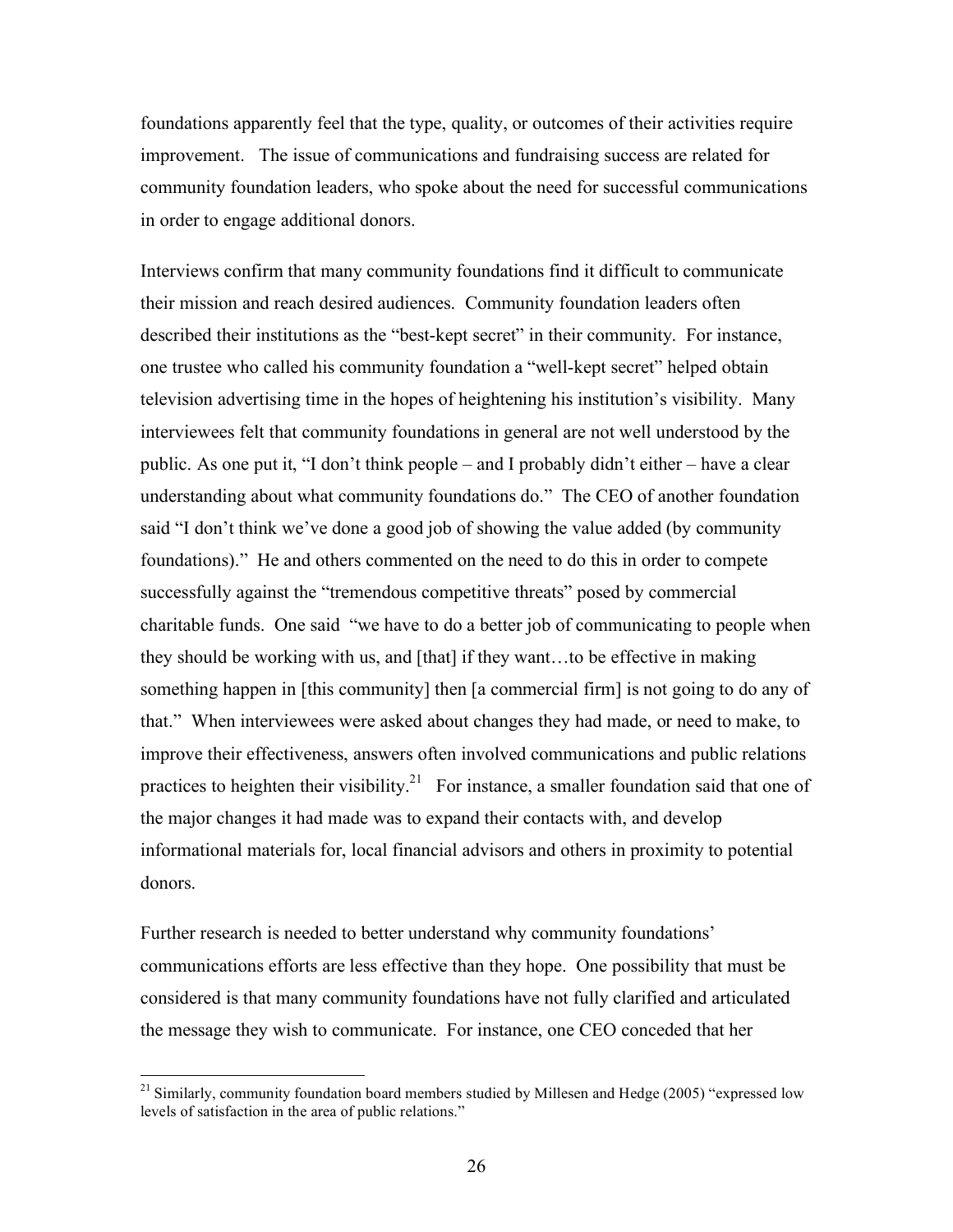foundations apparently feel that the type, quality, or outcomes of their activities require improvement. The issue of communications and fundraising success are related for community foundation leaders, who spoke about the need for successful communications in order to engage additional donors.

Interviews confirm that many community foundations find it difficult to communicate their mission and reach desired audiences. Community foundation leaders often described their institutions as the "best-kept secret" in their community. For instance, one trustee who called his community foundation a "well-kept secret" helped obtain television advertising time in the hopes of heightening his institution's visibility. Many interviewees felt that community foundations in general are not well understood by the public. As one put it, "I don't think people – and I probably didn't either – have a clear understanding about what community foundations do." The CEO of another foundation said "I don't think we've done a good job of showing the value added (by community foundations)." He and others commented on the need to do this in order to compete successfully against the "tremendous competitive threats" posed by commercial charitable funds. One said "we have to do a better job of communicating to people when they should be working with us, and [that] if they want…to be effective in making something happen in [this community] then [a commercial firm] is not going to do any of that." When interviewees were asked about changes they had made, or need to make, to improve their effectiveness, answers often involved communications and public relations practices to heighten their visibility.[21] For instance, a smaller foundation said that one of the major changes it had made was to expand their contacts with, and develop informational materials for, local financial advisors and others in proximity to potential donors.

Further research is needed to better understand why community foundations' communications efforts are less effective than they hope. One possibility that must be considered is that many community foundations have not fully clarified and articulated the message they wish to communicate. For instance, one CEO conceded that her

[21] Similarly, community foundation board members studied by Millesen and Hedge (2005) "expressed low levels of satisfaction in the area of public relations."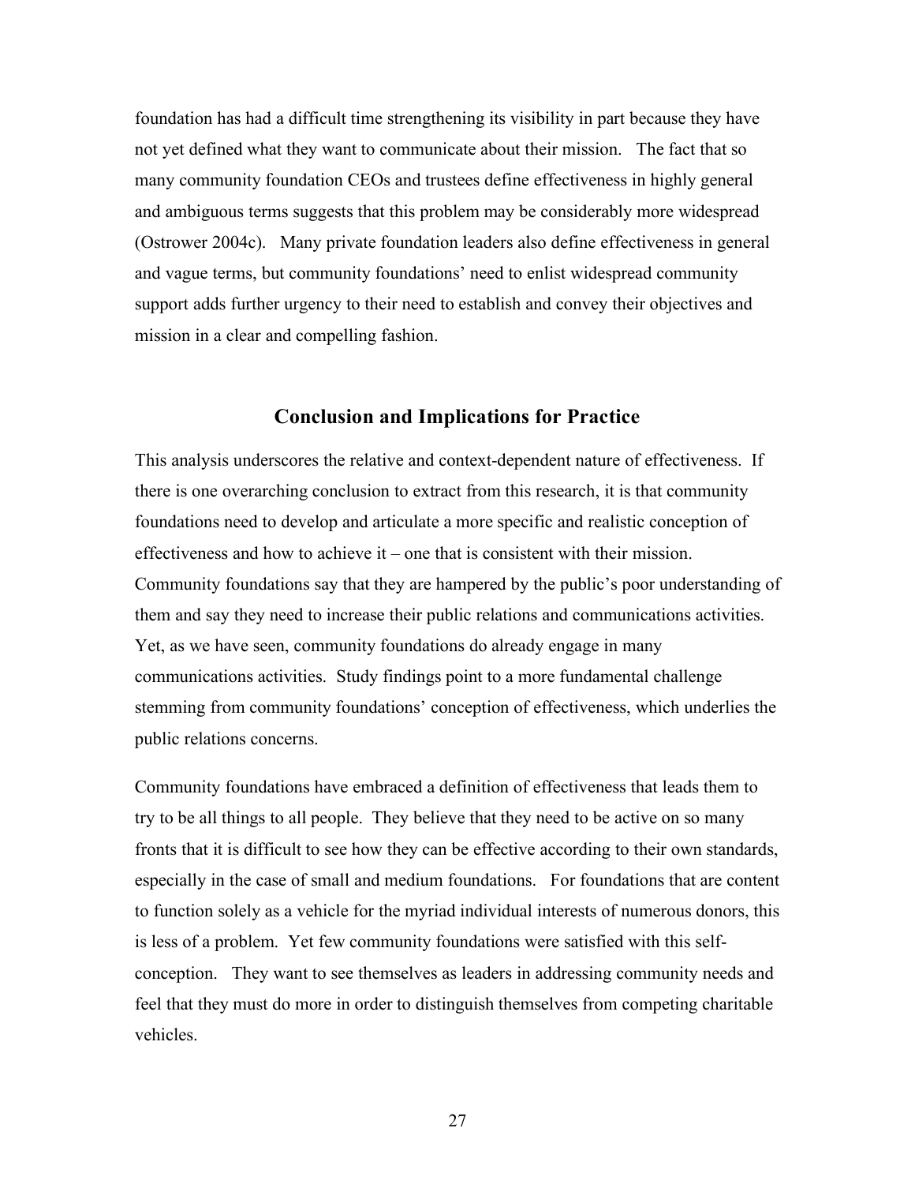foundation has had a difficult time strengthening its visibility in part because they have not yet defined what they want to communicate about their mission. The fact that so many community foundation CEOs and trustees define effectiveness in highly general and ambiguous terms suggests that this problem may be considerably more widespread (Ostrower 2004c). Many private foundation leaders also define effectiveness in general and vague terms, but community foundations' need to enlist widespread community support adds further urgency to their need to establish and convey their objectives and mission in a clear and compelling fashion.

## Conclusion and Implications for Practice

This analysis underscores the relative and context-dependent nature of effectiveness. If there is one overarching conclusion to extract from this research, it is that community foundations need to develop and articulate a more specific and realistic conception of effectiveness and how to achieve it – one that is consistent with their mission. Community foundations say that they are hampered by the public's poor understanding of them and say they need to increase their public relations and communications activities. Yet, as we have seen, community foundations do already engage in many communications activities. Study findings point to a more fundamental challenge stemming from community foundations' conception of effectiveness, which underlies the public relations concerns.

Community foundations have embraced a definition of effectiveness that leads them to try to be all things to all people. They believe that they need to be active on so many fronts that it is difficult to see how they can be effective according to their own standards, especially in the case of small and medium foundations. For foundations that are content to function solely as a vehicle for the myriad individual interests of numerous donors, this is less of a problem. Yet few community foundations were satisfied with this self-conception. They want to see themselves as leaders in addressing community needs and feel that they must do more in order to distinguish themselves from competing charitable vehicles.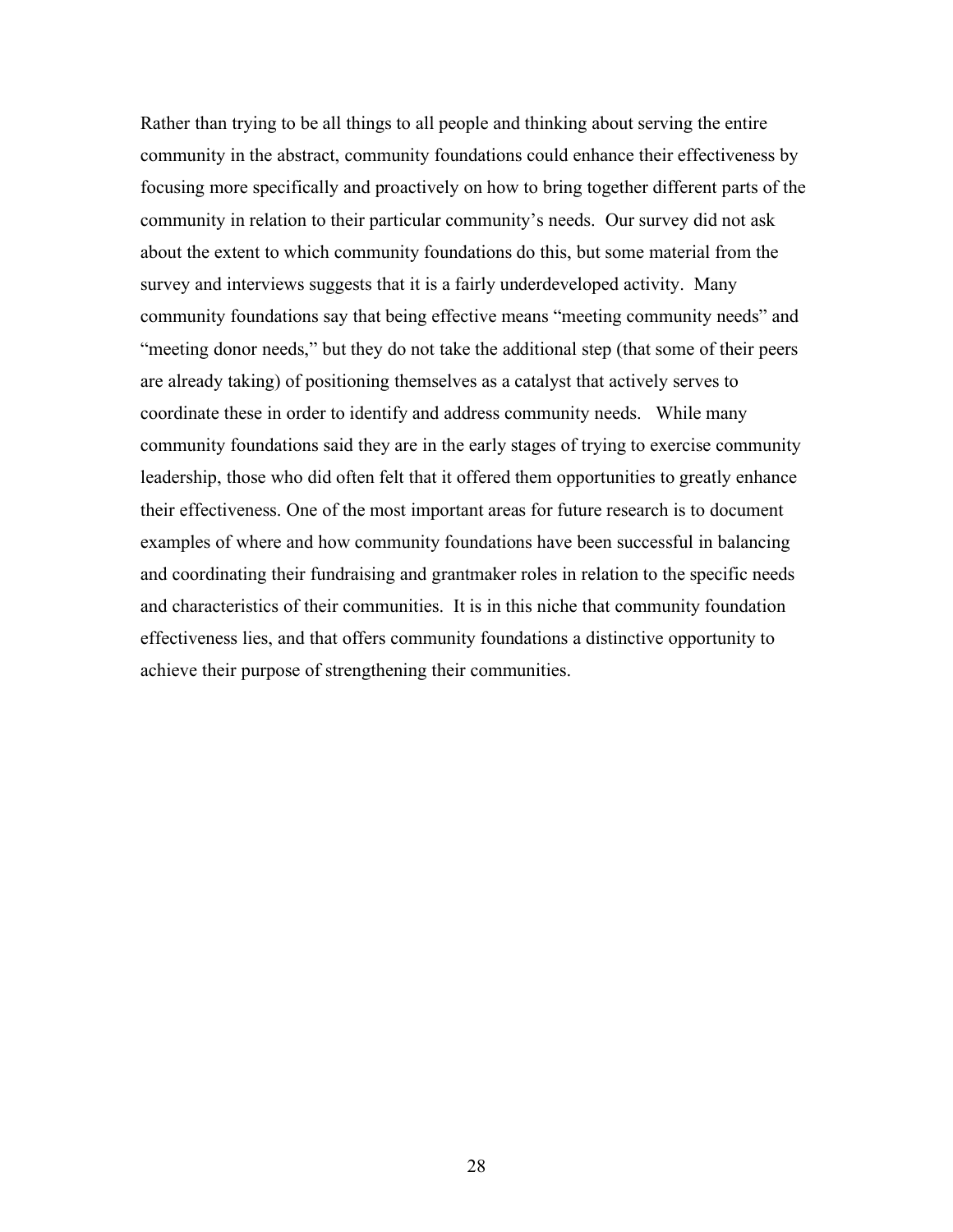Rather than trying to be all things to all people and thinking about serving the entire community in the abstract, community foundations could enhance their effectiveness by focusing more specifically and proactively on how to bring together different parts of the community in relation to their particular community's needs. Our survey did not ask about the extent to which community foundations do this, but some material from the survey and interviews suggests that it is a fairly underdeveloped activity. Many community foundations say that being effective means "meeting community needs" and "meeting donor needs," but they do not take the additional step (that some of their peers are already taking) of positioning themselves as a catalyst that actively serves to coordinate these in order to identify and address community needs. While many community foundations said they are in the early stages of trying to exercise community leadership, those who did often felt that it offered them opportunities to greatly enhance their effectiveness. One of the most important areas for future research is to document examples of where and how community foundations have been successful in balancing and coordinating their fundraising and grantmaker roles in relation to the specific needs and characteristics of their communities. It is in this niche that community foundation effectiveness lies, and that offers community foundations a distinctive opportunity to achieve their purpose of strengthening their communities.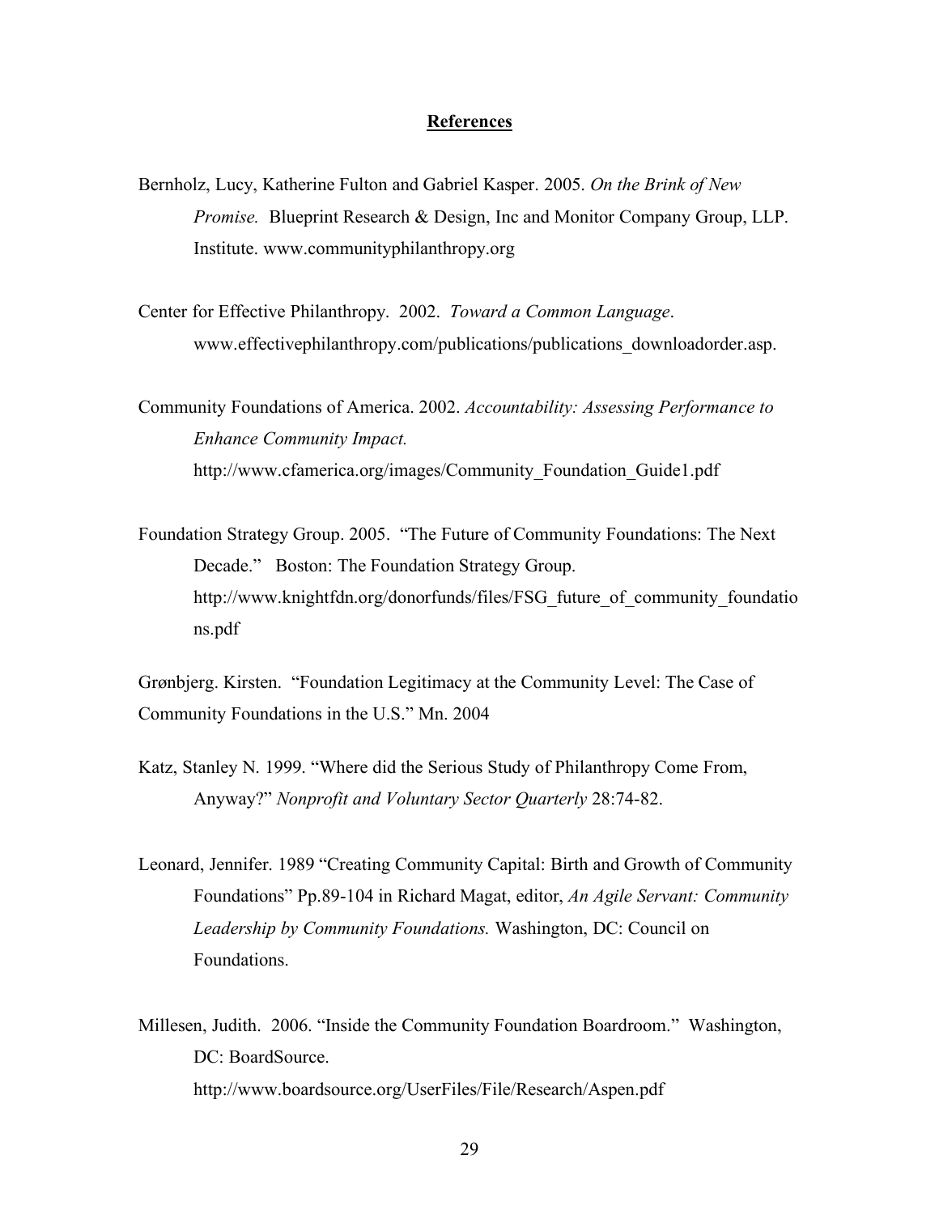## References

Bernholz, Lucy, Katherine Fulton and Gabriel Kasper. 2005. *On the Brink of New Promise.* Blueprint Research & Design, Inc and Monitor Company Group, LLP. Institute. www.communityphilanthropy.org

Center for Effective Philanthropy. 2002. *Toward a Common Language*. www.effectivephilanthropy.com/publications/publications_downloadorder.asp.

Community Foundations of America. 2002. *Accountability: Assessing Performance to Enhance Community Impact.* http://www.cfamerica.org/images/Community_Foundation_Guide1.pdf

Foundation Strategy Group. 2005. "The Future of Community Foundations: The Next Decade." Boston: The Foundation Strategy Group. http://www.knightfdn.org/donorfunds/files/FSG_future_of_community_foundations.pdf

Grønbjerg. Kirsten. "Foundation Legitimacy at the Community Level: The Case of Community Foundations in the U.S." Mn. 2004

Katz, Stanley N. 1999. "Where did the Serious Study of Philanthropy Come From, Anyway?" *Nonprofit and Voluntary Sector Quarterly* 28:74-82.

Leonard, Jennifer. 1989 "Creating Community Capital: Birth and Growth of Community Foundations" Pp.89-104 in Richard Magat, editor, *An Agile Servant: Community Leadership by Community Foundations.* Washington, DC: Council on Foundations.

Millesen, Judith. 2006. "Inside the Community Foundation Boardroom." Washington, DC: BoardSource. http://www.boardsource.org/UserFiles/File/Research/Aspen.pdf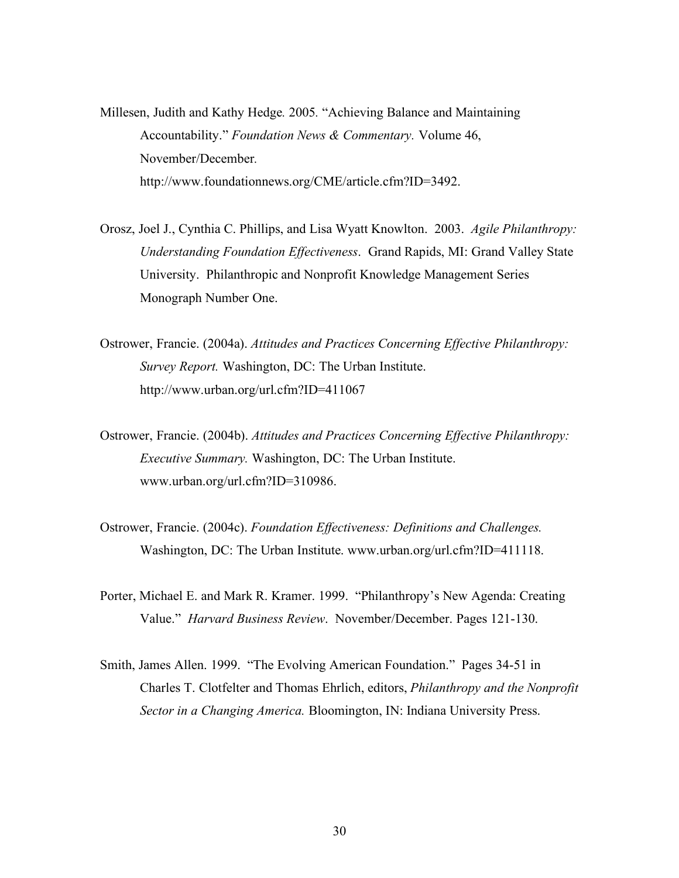Millesen, Judith and Kathy Hedge. 2005. "Achieving Balance and Maintaining Accountability." *Foundation News & Commentary.* Volume 46, November/December. http://www.foundationnews.org/CME/article.cfm?ID=3492.

Orosz, Joel J., Cynthia C. Phillips, and Lisa Wyatt Knowlton. 2003. *Agile Philanthropy: Understanding Foundation Effectiveness*. Grand Rapids, MI: Grand Valley State University. Philanthropic and Nonprofit Knowledge Management Series Monograph Number One.

Ostrower, Francie. (2004a). *Attitudes and Practices Concerning Effective Philanthropy: Survey Report.* Washington, DC: The Urban Institute. http://www.urban.org/url.cfm?ID=411067

Ostrower, Francie. (2004b). *Attitudes and Practices Concerning Effective Philanthropy: Executive Summary.* Washington, DC: The Urban Institute. www.urban.org/url.cfm?ID=310986.

Ostrower, Francie. (2004c). *Foundation Effectiveness: Definitions and Challenges.* Washington, DC: The Urban Institute. www.urban.org/url.cfm?ID=411118.

Porter, Michael E. and Mark R. Kramer. 1999. "Philanthropy's New Agenda: Creating Value." *Harvard Business Review*. November/December. Pages 121-130.

Smith, James Allen. 1999. "The Evolving American Foundation." Pages 34-51 in Charles T. Clotfelter and Thomas Ehrlich, editors, *Philanthropy and the Nonprofit Sector in a Changing America.* Bloomington, IN: Indiana University Press.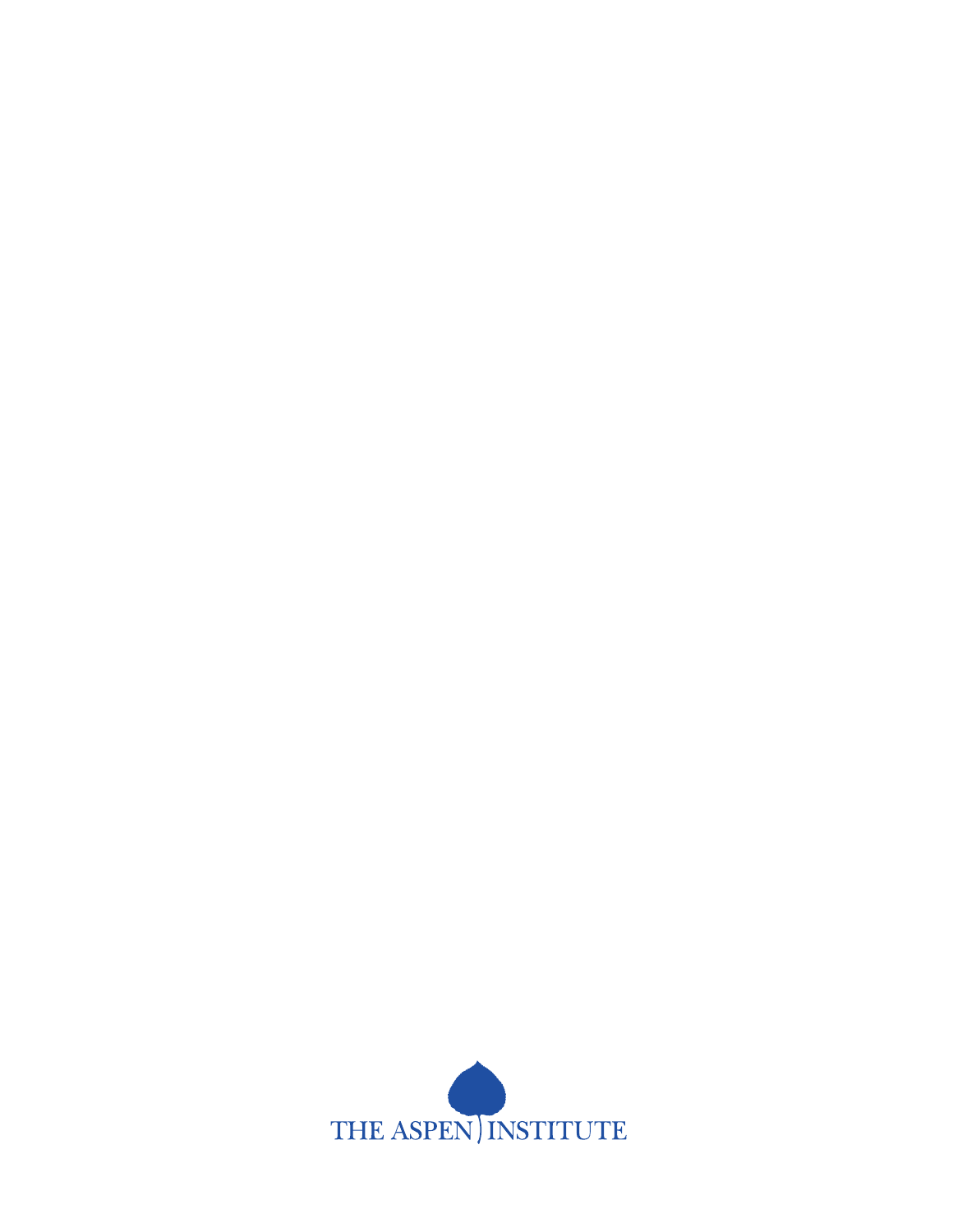THE ASPEN INSTITUTE